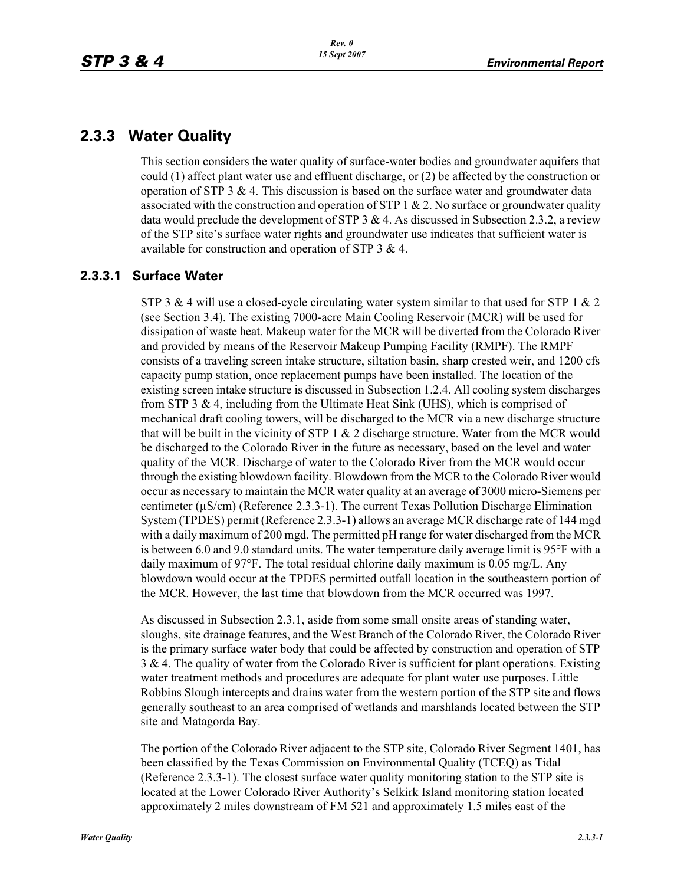## 2.3.3 Water Quality

This section considers the water quality of surface-water bodies and groundwater aquifers that could (1) affect plant water use and effluent discharge, or (2) be affected by the construction or operation of STP 3 & 4. This discussion is based on the surface water and groundwater data associated with the construction and operation of STP 1 & 2. No surface or groundwater quality data would preclude the development of STP 3 & 4. As discussed in Subsection 2.3.2, a review of the STP site's surface water rights and groundwater use indicates that sufficient water is available for construction and operation of STP 3 & 4.

### 2.3.3.1 Surface Water

STP 3 & 4 will use a closed-cycle circulating water system similar to that used for STP 1 & 2 (see Section 3.4). The existing 7000-acre Main Cooling Reservoir (MCR) will be used for dissipation of waste heat. Makeup water for the MCR will be diverted from the Colorado River and provided by means of the Reservoir Makeup Pumping Facility (RMPF). The RMPF consists of a traveling screen intake structure, siltation basin, sharp crested weir, and 1200 cfs capacity pump station, once replacement pumps have been installed. The location of the existing screen intake structure is discussed in Subsection 1.2.4. All cooling system discharges from STP 3 & 4, including from the Ultimate Heat Sink (UHS), which is comprised of mechanical draft cooling towers, will be discharged to the MCR via a new discharge structure that will be built in the vicinity of STP 1 & 2 discharge structure. Water from the MCR would be discharged to the Colorado River in the future as necessary, based on the level and water quality of the MCR. Discharge of water to the Colorado River from the MCR would occur through the existing blowdown facility. Blowdown from the MCR to the Colorado River would occur as necessary to maintain the MCR water quality at an average of 3000 micro-Siemens per centimeter (µS/cm) (Reference 2.3.3-1). The current Texas Pollution Discharge Elimination System (TPDES) permit (Reference 2.3.3-1) allows an average MCR discharge rate of 144 mgd with a daily maximum of 200 mgd. The permitted pH range for water discharged from the MCR is between 6.0 and 9.0 standard units. The water temperature daily average limit is 95°F with a daily maximum of 97°F. The total residual chlorine daily maximum is 0.05 mg/L. Any blowdown would occur at the TPDES permitted outfall location in the southeastern portion of the MCR. However, the last time that blowdown from the MCR occurred was 1997.

As discussed in Subsection 2.3.1, aside from some small onsite areas of standing water, sloughs, site drainage features, and the West Branch of the Colorado River, the Colorado River is the primary surface water body that could be affected by construction and operation of STP 3 & 4. The quality of water from the Colorado River is sufficient for plant operations. Existing water treatment methods and procedures are adequate for plant water use purposes. Little Robbins Slough intercepts and drains water from the western portion of the STP site and flows generally southeast to an area comprised of wetlands and marshlands located between the STP site and Matagorda Bay.

The portion of the Colorado River adjacent to the STP site, Colorado River Segment 1401, has been classified by the Texas Commission on Environmental Quality (TCEQ) as Tidal (Reference 2.3.3-1). The closest surface water quality monitoring station to the STP site is located at the Lower Colorado River Authority's Selkirk Island monitoring station located approximately 2 miles downstream of FM 521 and approximately 1.5 miles east of the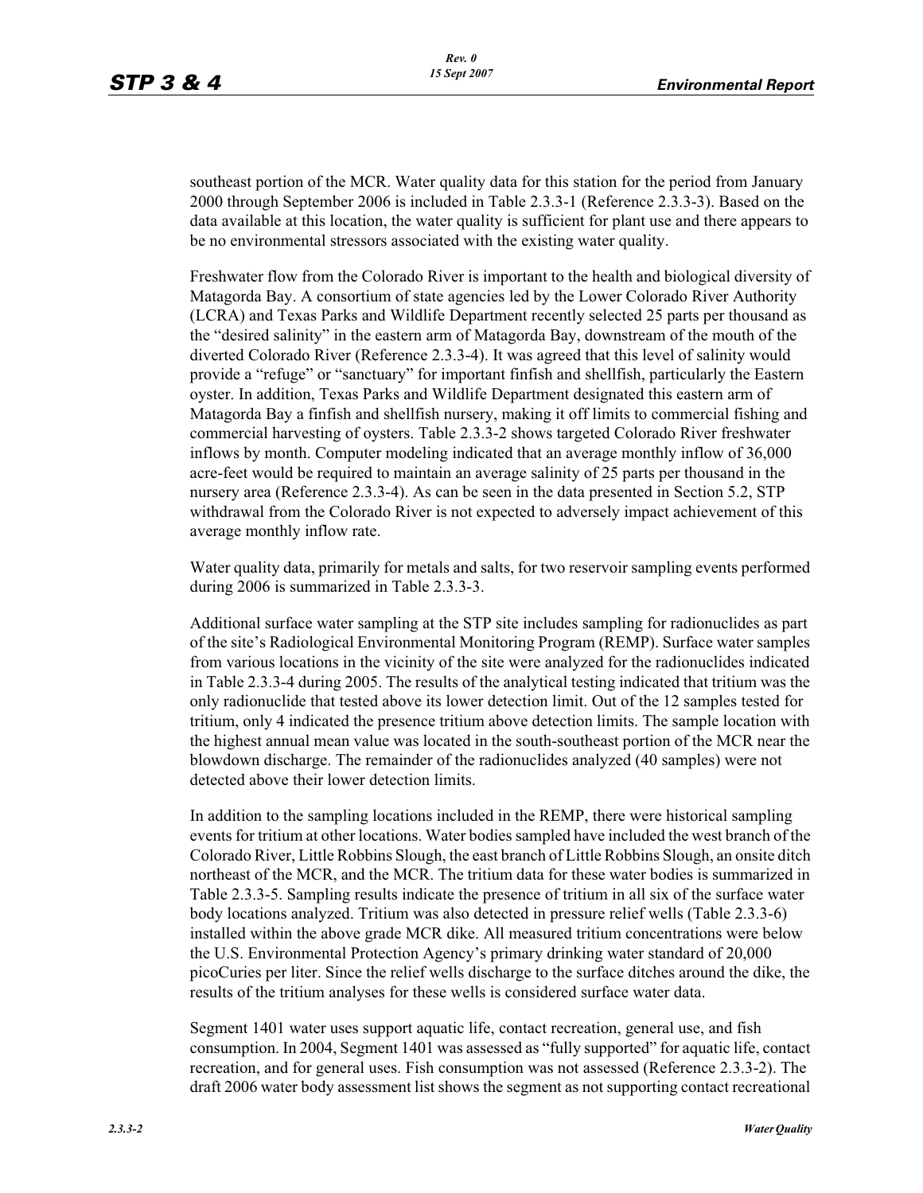southeast portion of the MCR. Water quality data for this station for the period from January 2000 through September 2006 is included in Table 2.3.3-1 (Reference 2.3.3-3). Based on the data available at this location, the water quality is sufficient for plant use and there appears to be no environmental stressors associated with the existing water quality.

Freshwater flow from the Colorado River is important to the health and biological diversity of Matagorda Bay. A consortium of state agencies led by the Lower Colorado River Authority (LCRA) and Texas Parks and Wildlife Department recently selected 25 parts per thousand as the "desired salinity" in the eastern arm of Matagorda Bay, downstream of the mouth of the diverted Colorado River (Reference 2.3.3-4). It was agreed that this level of salinity would provide a "refuge" or "sanctuary" for important finfish and shellfish, particularly the Eastern oyster. In addition, Texas Parks and Wildlife Department designated this eastern arm of Matagorda Bay a finfish and shellfish nursery, making it off limits to commercial fishing and commercial harvesting of oysters. Table 2.3.3-2 shows targeted Colorado River freshwater inflows by month. Computer modeling indicated that an average monthly inflow of 36,000 acre-feet would be required to maintain an average salinity of 25 parts per thousand in the nursery area (Reference 2.3.3-4). As can be seen in the data presented in Section 5.2, STP withdrawal from the Colorado River is not expected to adversely impact achievement of this average monthly inflow rate.

Water quality data, primarily for metals and salts, for two reservoir sampling events performed during 2006 is summarized in Table 2.3.3-3.

Additional surface water sampling at the STP site includes sampling for radionuclides as part of the site's Radiological Environmental Monitoring Program (REMP). Surface water samples from various locations in the vicinity of the site were analyzed for the radionuclides indicated in Table 2.3.3-4 during 2005. The results of the analytical testing indicated that tritium was the only radionuclide that tested above its lower detection limit. Out of the 12 samples tested for tritium, only 4 indicated the presence tritium above detection limits. The sample location with the highest annual mean value was located in the south-southeast portion of the MCR near the blowdown discharge. The remainder of the radionuclides analyzed (40 samples) were not detected above their lower detection limits.

In addition to the sampling locations included in the REMP, there were historical sampling events for tritium at other locations. Water bodies sampled have included the west branch of the Colorado River, Little Robbins Slough, the east branch of Little Robbins Slough, an onsite ditch northeast of the MCR, and the MCR. The tritium data for these water bodies is summarized in Table 2.3.3-5. Sampling results indicate the presence of tritium in all six of the surface water body locations analyzed. Tritium was also detected in pressure relief wells (Table 2.3.3-6) installed within the above grade MCR dike. All measured tritium concentrations were below the U.S. Environmental Protection Agency's primary drinking water standard of 20,000 picoCuries per liter. Since the relief wells discharge to the surface ditches around the dike, the results of the tritium analyses for these wells is considered surface water data.

Segment 1401 water uses support aquatic life, contact recreation, general use, and fish consumption. In 2004, Segment 1401 was assessed as "fully supported" for aquatic life, contact recreation, and for general uses. Fish consumption was not assessed (Reference 2.3.3-2). The draft 2006 water body assessment list shows the segment as not supporting contact recreational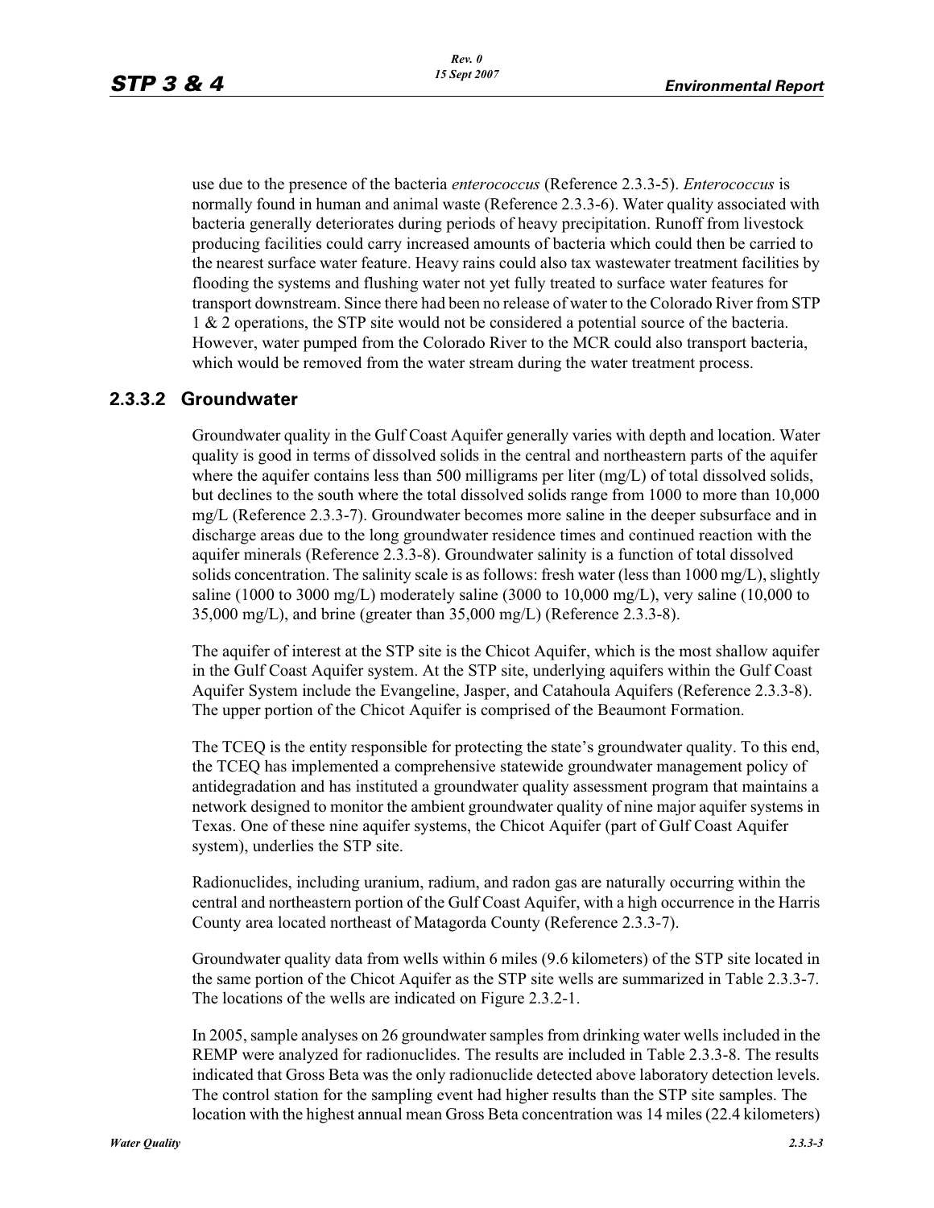use due to the presence of the bacteria *enterococcus* (Reference 2.3.3-5). *Enterococcus* is normally found in human and animal waste (Reference 2.3.3-6). Water quality associated with bacteria generally deteriorates during periods of heavy precipitation. Runoff from livestock producing facilities could carry increased amounts of bacteria which could then be carried to the nearest surface water feature. Heavy rains could also tax wastewater treatment facilities by flooding the systems and flushing water not yet fully treated to surface water features for transport downstream. Since there had been no release of water to the Colorado River from STP 1 & 2 operations, the STP site would not be considered a potential source of the bacteria. However, water pumped from the Colorado River to the MCR could also transport bacteria, which would be removed from the water stream during the water treatment process.

### 2.3.3.2 Groundwater

Groundwater quality in the Gulf Coast Aquifer generally varies with depth and location. Water quality is good in terms of dissolved solids in the central and northeastern parts of the aquifer where the aquifer contains less than 500 milligrams per liter (mg/L) of total dissolved solids, but declines to the south where the total dissolved solids range from 1000 to more than 10,000 mg/L (Reference 2.3.3-7). Groundwater becomes more saline in the deeper subsurface and in discharge areas due to the long groundwater residence times and continued reaction with the aquifer minerals (Reference 2.3.3-8). Groundwater salinity is a function of total dissolved solids concentration. The salinity scale is as follows: fresh water (less than 1000 mg/L), slightly saline (1000 to 3000 mg/L) moderately saline (3000 to 10,000 mg/L), very saline (10,000 to 35,000 mg/L), and brine (greater than 35,000 mg/L) (Reference 2.3.3-8).

The aquifer of interest at the STP site is the Chicot Aquifer, which is the most shallow aquifer in the Gulf Coast Aquifer system. At the STP site, underlying aquifers within the Gulf Coast Aquifer System include the Evangeline, Jasper, and Catahoula Aquifers (Reference 2.3.3-8). The upper portion of the Chicot Aquifer is comprised of the Beaumont Formation.

The TCEQ is the entity responsible for protecting the state's groundwater quality. To this end, the TCEQ has implemented a comprehensive statewide groundwater management policy of antidegradation and has instituted a groundwater quality assessment program that maintains a network designed to monitor the ambient groundwater quality of nine major aquifer systems in Texas. One of these nine aquifer systems, the Chicot Aquifer (part of Gulf Coast Aquifer system), underlies the STP site.

Radionuclides, including uranium, radium, and radon gas are naturally occurring within the central and northeastern portion of the Gulf Coast Aquifer, with a high occurrence in the Harris County area located northeast of Matagorda County (Reference 2.3.3-7).

Groundwater quality data from wells within 6 miles (9.6 kilometers) of the STP site located in the same portion of the Chicot Aquifer as the STP site wells are summarized in Table 2.3.3-7. The locations of the wells are indicated on Figure 2.3.2-1.

In 2005, sample analyses on 26 groundwater samples from drinking water wells included in the REMP were analyzed for radionuclides. The results are included in Table 2.3.3-8. The results indicated that Gross Beta was the only radionuclide detected above laboratory detection levels. The control station for the sampling event had higher results than the STP site samples. The location with the highest annual mean Gross Beta concentration was 14 miles (22.4 kilometers)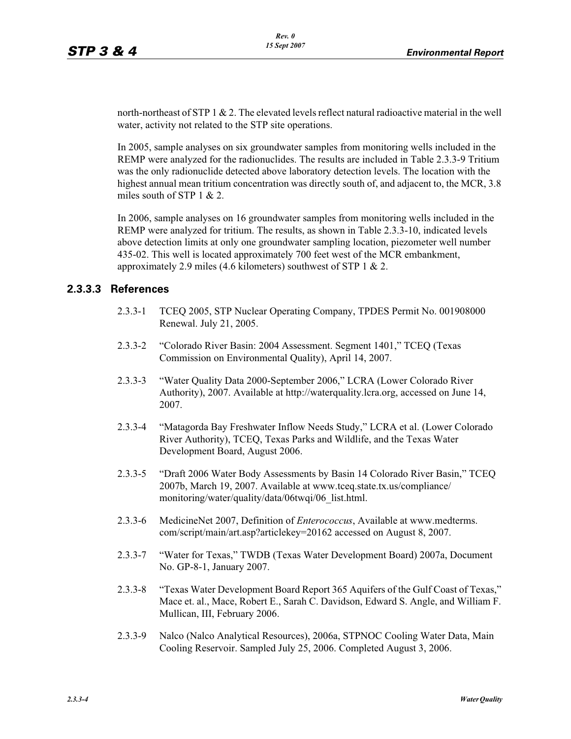north-northeast of STP 1 & 2. The elevated levels reflect natural radioactive material in the well water, activity not related to the STP site operations.

In 2005, sample analyses on six groundwater samples from monitoring wells included in the REMP were analyzed for the radionuclides. The results are included in Table 2.3.3-9 Tritium was the only radionuclide detected above laboratory detection levels. The location with the highest annual mean tritium concentration was directly south of, and adjacent to, the MCR, 3.8 miles south of STP 1 & 2.

In 2006, sample analyses on 16 groundwater samples from monitoring wells included in the REMP were analyzed for tritium. The results, as shown in Table 2.3.3-10, indicated levels above detection limits at only one groundwater sampling location, piezometer well number 435-02. This well is located approximately 700 feet west of the MCR embankment, approximately 2.9 miles (4.6 kilometers) southwest of STP 1 & 2.

### 2.3.3.3 References

2.3.3-1 TCEQ 2005, STP Nuclear Operating Company, TPDES Permit No. 001908000 Renewal. July 21, 2005.

2.3.3-2 "Colorado River Basin: 2004 Assessment. Segment 1401," TCEQ (Texas Commission on Environmental Quality), April 14, 2007.

2.3.3-3 "Water Quality Data 2000-September 2006," LCRA (Lower Colorado River Authority), 2007. Available at http://waterquality.lcra.org, accessed on June 14, 2007.

2.3.3-4 "Matagorda Bay Freshwater Inflow Needs Study," LCRA et al. (Lower Colorado River Authority), TCEQ, Texas Parks and Wildlife, and the Texas Water Development Board, August 2006.

2.3.3-5 "Draft 2006 Water Body Assessments by Basin 14 Colorado River Basin," TCEQ 2007b, March 19, 2007. Available at www.tceq.state.tx.us/compliance/monitoring/water/quality/data/06twqi/06_list.html.

2.3.3-6 MedicineNet 2007, Definition of *Enterococcus*, Available at www.medterms.com/script/main/art.asp?articlekey=20162 accessed on August 8, 2007.

2.3.3-7 "Water for Texas," TWDB (Texas Water Development Board) 2007a, Document No. GP-8-1, January 2007.

2.3.3-8 "Texas Water Development Board Report 365 Aquifers of the Gulf Coast of Texas," Mace et. al., Mace, Robert E., Sarah C. Davidson, Edward S. Angle, and William F. Mullican, III, February 2006.

2.3.3-9 Nalco (Nalco Analytical Resources), 2006a, STPNOC Cooling Water Data, Main Cooling Reservoir. Sampled July 25, 2006. Completed August 3, 2006.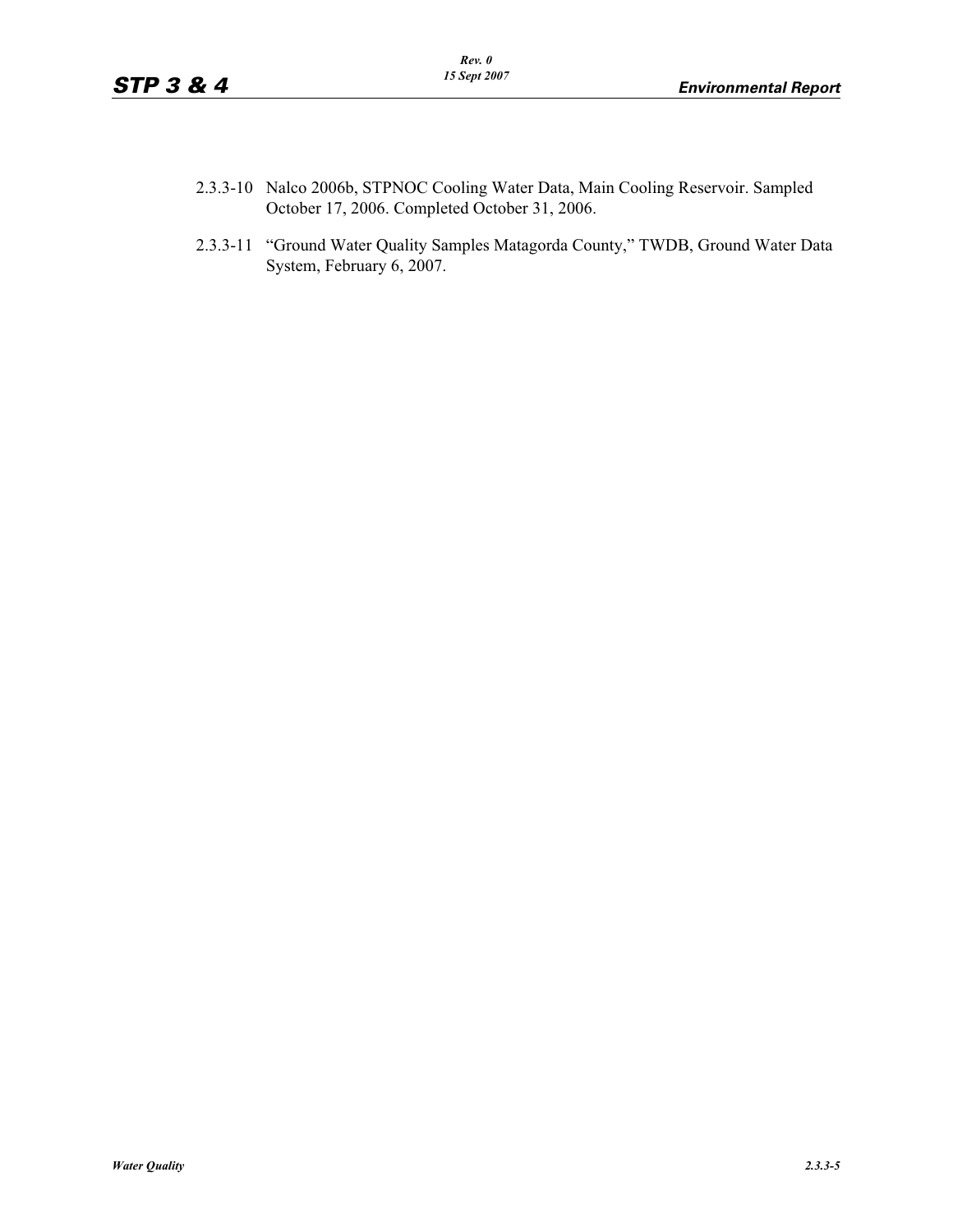2.3.3-10 Nalco 2006b, STPNOC Cooling Water Data, Main Cooling Reservoir. Sampled October 17, 2006. Completed October 31, 2006.

2.3.3-11 "Ground Water Quality Samples Matagorda County," TWDB, Ground Water Data System, February 6, 2007.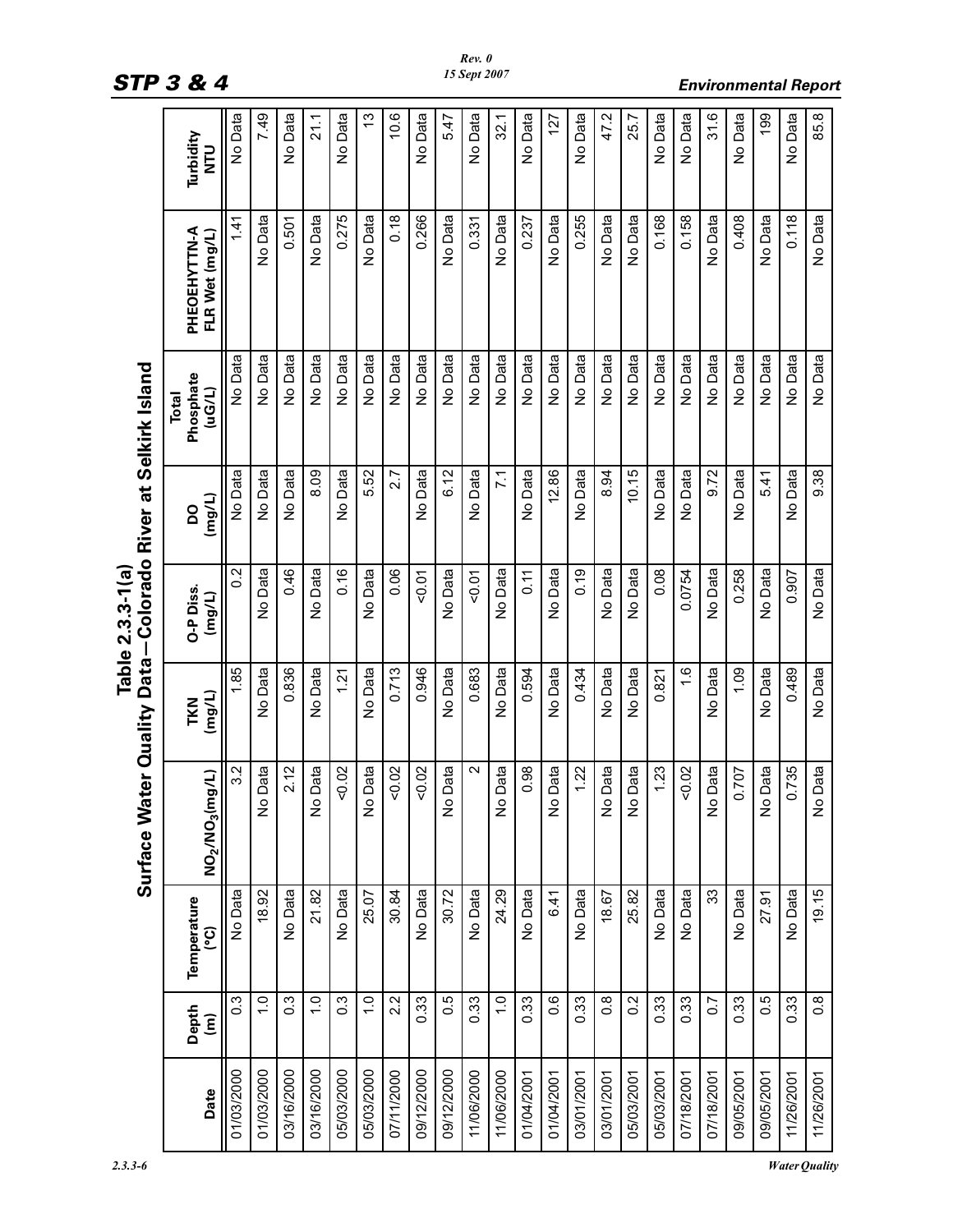## Table 2.3.3-1(a) Surface Water Quality Data—Colorado River at Selkirk Island

| Date | Depth (m) | Temperature (°C) | $NO_2/NO_3$(mg/L) | TKN (mg/L) | O-P Diss. (mg/L) | DO (mg/L) | Total Phosphate (uG/L) | PHEOEHYTTN-A FLR Wet (mg/L) | Turbidity NTU |
|---|---|---|---|---|---|---|---|---|---|
| 01/03/2000 | 0.3 | No Data | 3.2 | 1.85 | 0.2 | No Data | No Data | 1.41 | No Data |
| 01/03/2000 | 1.0 | 18.92 | No Data | No Data | No Data | No Data | No Data | No Data | 7.49 |
| 03/16/2000 | 0.3 | No Data | 2.12 | 0.836 | 0.46 | No Data | No Data | 0.501 | No Data |
| 03/16/2000 | 1.0 | 21.82 | No Data | No Data | No Data | 8.09 | No Data | No Data | 21.1 |
| 05/03/2000 | 0.3 | No Data | <0.02 | 1.21 | 0.16 | No Data | No Data | 0.275 | No Data |
| 05/03/2000 | 1.0 | 25.07 | No Data | No Data | No Data | 5.52 | No Data | No Data | 13 |
| 07/11/2000 | 2.2 | 30.84 | <0.02 | 0.713 | 0.06 | 2.7 | No Data | 0.18 | 10.6 |
| 09/12/2000 | 0.33 | No Data | <0.02 | 0.946 | <0.01 | No Data | No Data | 0.266 | No Data |
| 09/12/2000 | 0.5 | 30.72 | No Data | No Data | No Data | 6.12 | No Data | No Data | 5.47 |
| 11/06/2000 | 0.33 | No Data | 2 | 0.683 | <0.01 | No Data | No Data | 0.331 | No Data |
| 11/06/2000 | 1.0 | 24.29 | No Data | No Data | No Data | 7.1 | No Data | No Data | 32.1 |
| 01/04/2001 | 0.33 | No Data | 0.98 | 0.594 | 0.11 | No Data | No Data | 0.237 | No Data |
| 01/04/2001 | 0.6 | 6.41 | No Data | No Data | No Data | 12.86 | No Data | No Data | 127 |
| 03/01/2001 | 0.33 | No Data | 1.22 | 0.434 | 0.19 | No Data | No Data | 0.255 | No Data |
| 03/01/2001 | 0.8 | 18.67 | No Data | No Data | No Data | 8.94 | No Data | No Data | 47.2 |
| 05/03/2001 | 0.2 | 25.82 | No Data | No Data | No Data | 10.15 | No Data | No Data | 25.7 |
| 05/03/2001 | 0.33 | No Data | 1.23 | 0.821 | 0.08 | No Data | No Data | 0.168 | No Data |
| 07/18/2001 | 0.33 | No Data | <0.02 | 1.6 | 0.0754 | No Data | No Data | 0.158 | No Data |
| 07/18/2001 | 0.7 | 33 | No Data | No Data | No Data | 9.72 | No Data | No Data | 31.6 |
| 09/05/2001 | 0.33 | No Data | 0.707 | 1.09 | 0.258 | No Data | No Data | 0.408 | No Data |
| 09/05/2001 | 0.5 | 27.91 | No Data | No Data | No Data | 5.41 | No Data | No Data | 199 |
| 11/26/2001 | 0.33 | No Data | 0.735 | 0.489 | 0.907 | No Data | No Data | 0.118 | No Data |
| 11/26/2001 | 0.8 | 19.15 | No Data | No Data | No Data | 9.38 | No Data | No Data | 85.8 |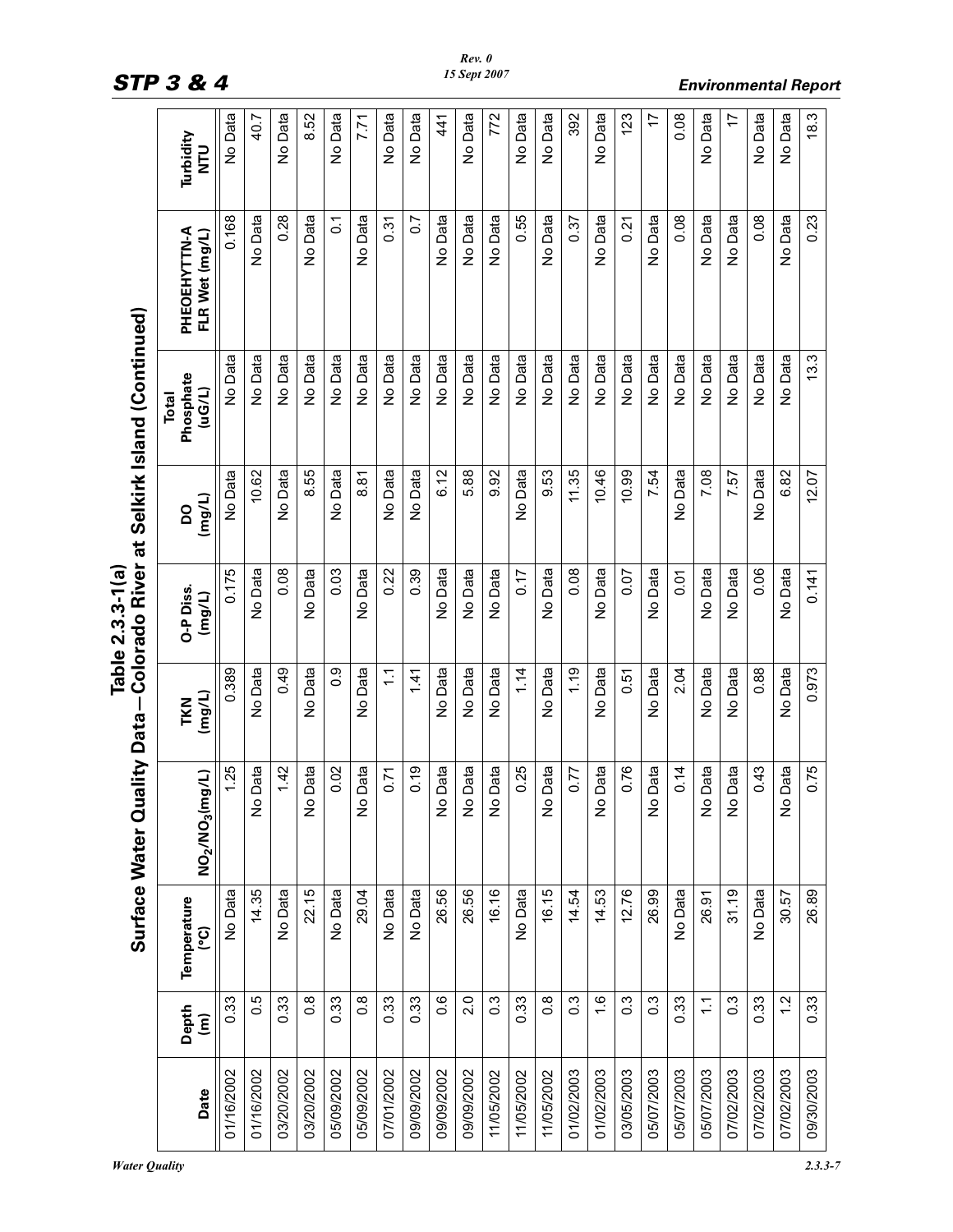## Table 2.3.3-1(a) Surface Water Quality Data—Colorado River at Selkirk Island (Continued)

| Date | Depth (m) | Temperature (°C) | $NO_2/NO_3$(mg/L) | TKN (mg/L) | O-P Diss. (mg/L) | DO (mg/L) | Total Phosphate (uG/L) | PHEOEHYTTN-A FLR Wet (mg/L) | Turbidity NTU |
|---|---|---|---|---|---|---|---|---|---|
| 01/16/2002 | 0.33 | No Data | 1.25 | 0.389 | 0.175 | No Data | No Data | 0.168 | No Data |
| 01/16/2002 | 0.5 | 14.35 | No Data | No Data | No Data | 10.62 | No Data | No Data | 40.7 |
| 03/20/2002 | 0.33 | No Data | 1.42 | 0.49 | 0.08 | No Data | No Data | 0.28 | No Data |
| 03/20/2002 | 0.8 | 22.15 | No Data | No Data | No Data | 8.55 | No Data | No Data | 8.52 |
| 05/09/2002 | 0.33 | No Data | 0.02 | 0.9 | 0.03 | No Data | No Data | 0.1 | No Data |
| 05/09/2002 | 0.8 | 29.04 | No Data | No Data | No Data | 8.81 | No Data | No Data | 7.71 |
| 07/01/2002 | 0.33 | No Data | 0.71 | 1.1 | 0.22 | No Data | No Data | 0.31 | No Data |
| 09/09/2002 | 0.33 | No Data | 0.19 | 1.41 | 0.39 | No Data | No Data | 0.7 | No Data |
| 09/09/2002 | 0.6 | 26.56 | No Data | No Data | No Data | 6.12 | No Data | No Data | 441 |
| 09/09/2002 | 2.0 | 26.56 | No Data | No Data | No Data | 5.88 | No Data | No Data | No Data |
| 11/05/2002 | 0.3 | 16.16 | No Data | No Data | No Data | 9.92 | No Data | No Data | 772 |
| 11/05/2002 | 0.33 | No Data | 0.25 | 1.14 | 0.17 | No Data | No Data | 0.55 | No Data |
| 11/05/2002 | 0.8 | 16.15 | No Data | No Data | No Data | 9.53 | No Data | No Data | No Data |
| 01/02/2003 | 0.3 | 14.54 | 0.77 | 1.19 | 0.08 | 11.35 | No Data | 0.37 | 392 |
| 01/02/2003 | 1.6 | 14.53 | No Data | No Data | No Data | 10.46 | No Data | No Data | No Data |
| 03/05/2003 | 0.3 | 12.76 | 0.76 | 0.51 | 0.07 | 10.99 | No Data | 0.21 | 123 |
| 05/07/2003 | 0.3 | 26.99 | No Data | No Data | No Data | 7.54 | No Data | No Data | 17 |
| 05/07/2003 | 0.33 | No Data | 0.14 | 2.04 | 0.01 | No Data | No Data | 0.08 | 0.08 |
| 05/07/2003 | 1.1 | 26.91 | No Data | No Data | No Data | 7.08 | No Data | No Data | No Data |
| 07/02/2003 | 0.3 | 31.19 | No Data | No Data | No Data | 7.57 | No Data | No Data | 17 |
| 07/02/2003 | 0.33 | No Data | 0.43 | 0.88 | 0.06 | No Data | No Data | 0.08 | No Data |
| 07/02/2003 | 1.2 | 30.57 | No Data | No Data | No Data | 6.82 | No Data | No Data | No Data |
| 09/30/2003 | 0.33 | 26.89 | 0.75 | 0.973 | 0.141 | 12.07 | 13.3 | 0.23 | 18.3 |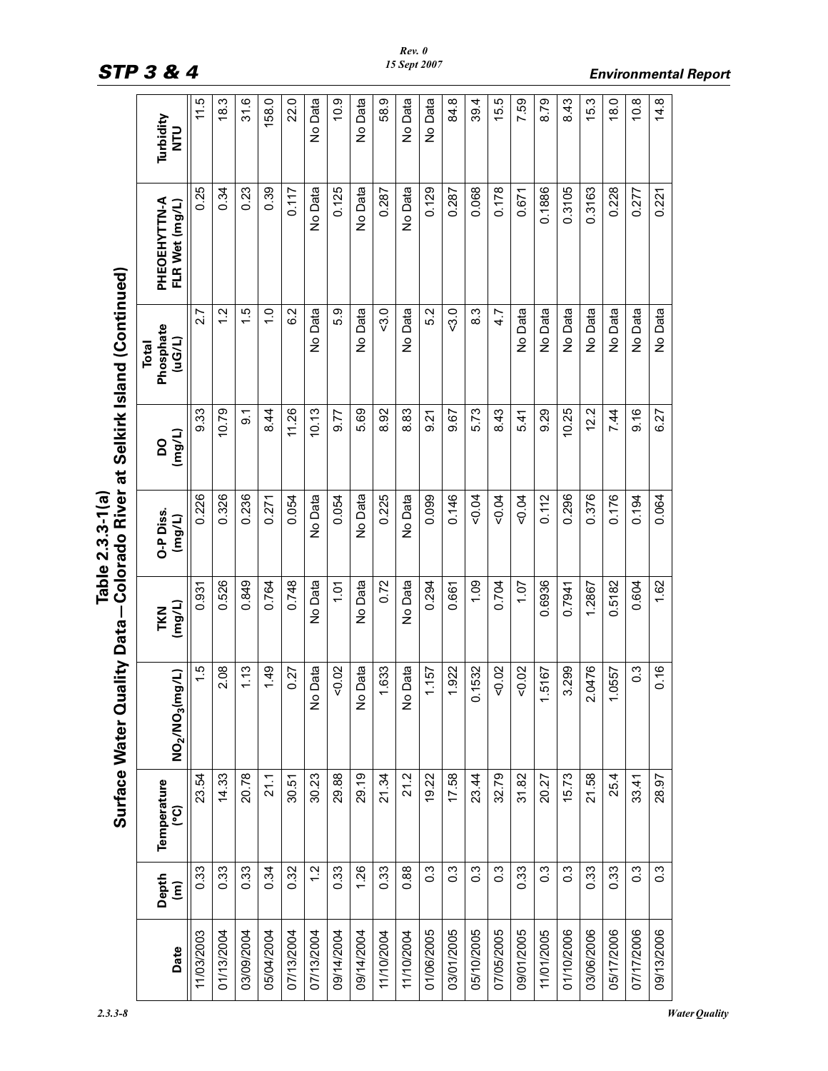## Table 2.3.3-1(a) Surface Water Quality Data—Colorado River at Selkirk Island (Continued)

| Date | Depth (m) | Temperature (°C) | $NO_2/NO_3$(mg/L) | TKN (mg/L) | O-P Diss. (mg/L) | DO (mg/L) | Total Phosphate (uG/L) | PHEOEHYTTN-A FLR Wet (mg/L) | Turbidity NTU |
|---|---|---|---|---|---|---|---|---|---|
| 11/03/2003 | 0.33 | 23.54 | 1.5 | 0.931 | 0.226 | 9.33 | 2.7 | 0.25 | 11.5 |
| 01/13/2004 | 0.33 | 14.33 | 2.08 | 0.526 | 0.326 | 10.79 | 1.2 | 0.34 | 18.3 |
| 03/09/2004 | 0.33 | 20.78 | 1.13 | 0.849 | 0.236 | 9.1 | 1.5 | 0.23 | 31.6 |
| 05/04/2004 | 0.34 | 21.1 | 1.49 | 0.764 | 0.271 | 8.44 | 1.0 | 0.39 | 158.0 |
| 07/13/2004 | 0.32 | 30.51 | 0.27 | 0.748 | 0.054 | 11.26 | 6.2 | 0.117 | 22.0 |
| 07/13/2004 | 1.2 | 30.23 | No Data | No Data | No Data | 10.13 | No Data | No Data | No Data |
| 09/14/2004 | 0.33 | 29.88 | <0.02 | 1.01 | 0.054 | 9.77 | 5.9 | 0.125 | 10.9 |
| 09/14/2004 | 1.26 | 29.19 | No Data | No Data | No Data | 5.69 | No Data | No Data | No Data |
| 11/10/2004 | 0.33 | 21.34 | 1.633 | 0.72 | 0.225 | 8.92 | <3.0 | 0.287 | 58.9 |
| 11/10/2004 | 0.88 | 21.2 | No Data | No Data | No Data | 8.83 | No Data | No Data | No Data |
| 01/06/2005 | 0.3 | 19.22 | 1.157 | 0.294 | 0.099 | 9.21 | 5.2 | 0.129 | No Data |
| 03/01/2005 | 0.3 | 17.58 | 1.922 | 0.661 | 0.146 | 9.67 | <3.0 | 0.287 | 84.8 |
| 05/10/2005 | 0.3 | 23.44 | 0.1532 | 1.09 | <0.04 | 5.73 | 8.3 | 0.068 | 39.4 |
| 07/05/2005 | 0.3 | 32.79 | <0.02 | 0.704 | <0.04 | 8.43 | 4.7 | 0.178 | 15.5 |
| 09/01/2005 | 0.33 | 31.82 | <0.02 | 1.07 | <0.04 | 5.41 | No Data | 0.671 | 7.59 |
| 11/01/2005 | 0.3 | 20.27 | 1.5167 | 0.6936 | 0.112 | 9.29 | No Data | 0.1886 | 8.79 |
| 01/10/2006 | 0.3 | 15.73 | 3.299 | 0.7941 | 0.296 | 10.25 | No Data | 0.3105 | 8.43 |
| 03/06/2006 | 0.33 | 21.58 | 2.0476 | 1.2867 | 0.376 | 12.2 | No Data | 0.3163 | 15.3 |
| 05/17/2006 | 0.33 | 25.4 | 1.0557 | 0.5182 | 0.176 | 7.44 | No Data | 0.228 | 18.0 |
| 07/17/2006 | 0.3 | 33.41 | 0.3 | 0.604 | 0.194 | 9.16 | No Data | 0.277 | 10.8 |
| 09/13/2006 | 0.3 | 28.97 | 0.16 | 1.62 | 0.064 | 6.27 | No Data | 0.221 | 14.8 |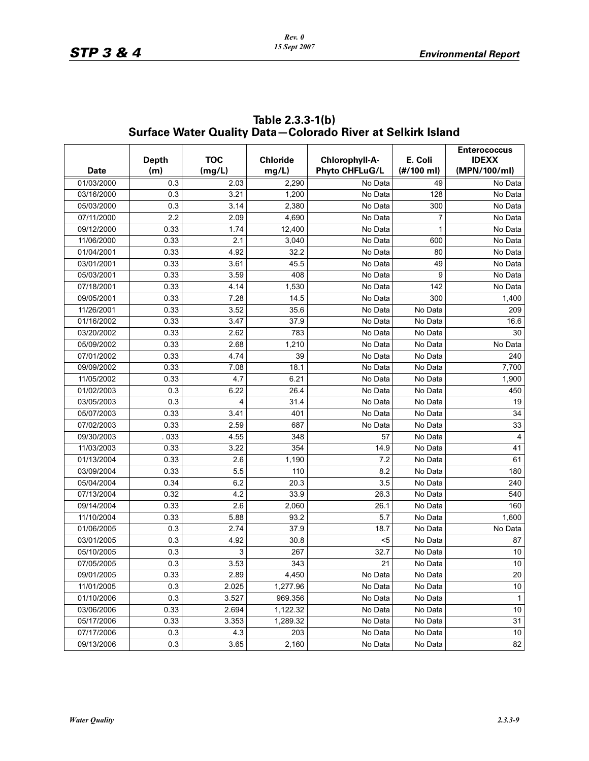## Table 2.3.3-1(b)
## Surface Water Quality Data—Colorado River at Selkirk Island

| Date | Depth (m) | TOC (mg/L) | Chloride mg/L) | Chlorophyll-A-Phyto CHFLuG/L | E. Coli (#/100 ml) | Enterococcus IDEXX (MPN/100/ml) |
|---|---|---|---|---|---|---|
| 01/03/2000 | 0.3 | 2.03 | 2,290 | No Data | 49 | No Data |
| 03/16/2000 | 0.3 | 3.21 | 1,200 | No Data | 128 | No Data |
| 05/03/2000 | 0.3 | 3.14 | 2,380 | No Data | 300 | No Data |
| 07/11/2000 | 2.2 | 2.09 | 4,690 | No Data | 7 | No Data |
| 09/12/2000 | 0.33 | 1.74 | 12,400 | No Data | 1 | No Data |
| 11/06/2000 | 0.33 | 2.1 | 3,040 | No Data | 600 | No Data |
| 01/04/2001 | 0.33 | 4.92 | 32.2 | No Data | 80 | No Data |
| 03/01/2001 | 0.33 | 3.61 | 45.5 | No Data | 49 | No Data |
| 05/03/2001 | 0.33 | 3.59 | 408 | No Data | 9 | No Data |
| 07/18/2001 | 0.33 | 4.14 | 1,530 | No Data | 142 | No Data |
| 09/05/2001 | 0.33 | 7.28 | 14.5 | No Data | 300 | 1,400 |
| 11/26/2001 | 0.33 | 3.52 | 35.6 | No Data | No Data | 209 |
| 01/16/2002 | 0.33 | 3.47 | 37.9 | No Data | No Data | 16.6 |
| 03/20/2002 | 0.33 | 2.62 | 783 | No Data | No Data | 30 |
| 05/09/2002 | 0.33 | 2.68 | 1,210 | No Data | No Data | No Data |
| 07/01/2002 | 0.33 | 4.74 | 39 | No Data | No Data | 240 |
| 09/09/2002 | 0.33 | 7.08 | 18.1 | No Data | No Data | 7,700 |
| 11/05/2002 | 0.33 | 4.7 | 6.21 | No Data | No Data | 1,900 |
| 01/02/2003 | 0.3 | 6.22 | 26.4 | No Data | No Data | 450 |
| 03/05/2003 | 0.3 | 4 | 31.4 | No Data | No Data | 19 |
| 05/07/2003 | 0.33 | 3.41 | 401 | No Data | No Data | 34 |
| 07/02/2003 | 0.33 | 2.59 | 687 | No Data | No Data | 33 |
| 09/30/2003 | . 033 | 4.55 | 348 | 57 | No Data | 4 |
| 11/03/2003 | 0.33 | 3.22 | 354 | 14.9 | No Data | 41 |
| 01/13/2004 | 0.33 | 2.6 | 1,190 | 7.2 | No Data | 61 |
| 03/09/2004 | 0.33 | 5.5 | 110 | 8.2 | No Data | 180 |
| 05/04/2004 | 0.34 | 6.2 | 20.3 | 3.5 | No Data | 240 |
| 07/13/2004 | 0.32 | 4.2 | 33.9 | 26.3 | No Data | 540 |
| 09/14/2004 | 0.33 | 2.6 | 2,060 | 26.1 | No Data | 160 |
| 11/10/2004 | 0.33 | 5.88 | 93.2 | 5.7 | No Data | 1,600 |
| 01/06/2005 | 0.3 | 2.74 | 37.9 | 18.7 | No Data | No Data |
| 03/01/2005 | 0.3 | 4.92 | 30.8 | <5 | No Data | 87 |
| 05/10/2005 | 0.3 | 3 | 267 | 32.7 | No Data | 10 |
| 07/05/2005 | 0.3 | 3.53 | 343 | 21 | No Data | 10 |
| 09/01/2005 | 0.33 | 2.89 | 4,450 | No Data | No Data | 20 |
| 11/01/2005 | 0.3 | 2.025 | 1,277.96 | No Data | No Data | 10 |
| 01/10/2006 | 0.3 | 3.527 | 969.356 | No Data | No Data | 1 |
| 03/06/2006 | 0.33 | 2.694 | 1,122.32 | No Data | No Data | 10 |
| 05/17/2006 | 0.33 | 3.353 | 1,289.32 | No Data | No Data | 31 |
| 07/17/2006 | 0.3 | 4.3 | 203 | No Data | No Data | 10 |
| 09/13/2006 | 0.3 | 3.65 | 2,160 | No Data | No Data | 82 |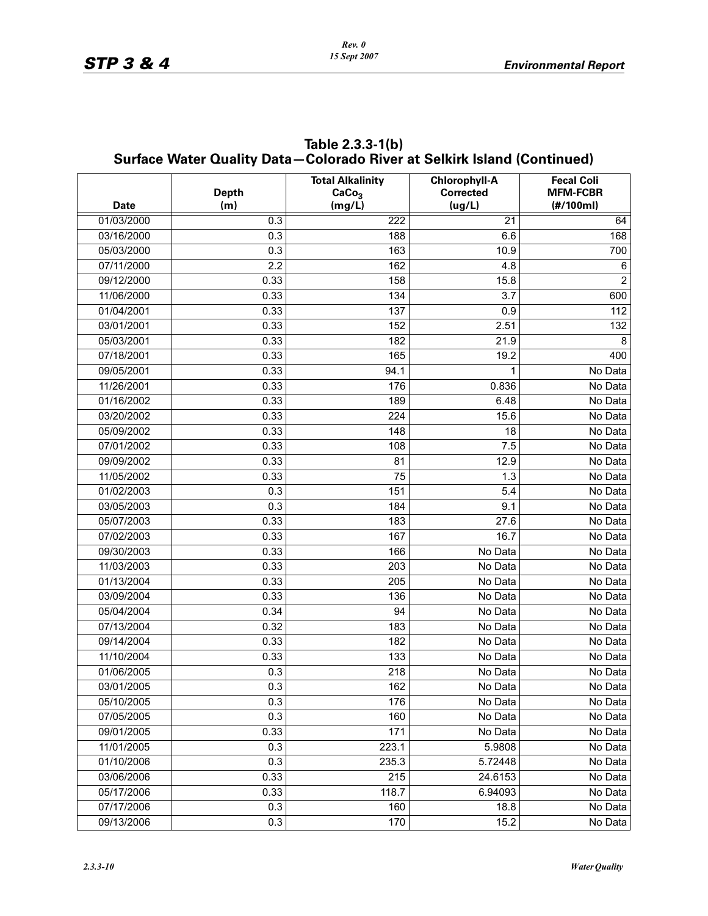**Table 2.3.3-1(b) Surface Water Quality Data—Colorado River at Selkirk Island (Continued)**

| Date | Depth (m) | Total Alkalinity $CaCo_3$ (mg/L) | Chlorophyll-A Corrected (ug/L) | Fecal Coli MFM-FCBR (#/100ml) |
|---|---|---|---|---|
| 01/03/2000 | 0.3 | 222 | 21 | 64 |
| 03/16/2000 | 0.3 | 188 | 6.6 | 168 |
| 05/03/2000 | 0.3 | 163 | 10.9 | 700 |
| 07/11/2000 | 2.2 | 162 | 4.8 | 6 |
| 09/12/2000 | 0.33 | 158 | 15.8 | 2 |
| 11/06/2000 | 0.33 | 134 | 3.7 | 600 |
| 01/04/2001 | 0.33 | 137 | 0.9 | 112 |
| 03/01/2001 | 0.33 | 152 | 2.51 | 132 |
| 05/03/2001 | 0.33 | 182 | 21.9 | 8 |
| 07/18/2001 | 0.33 | 165 | 19.2 | 400 |
| 09/05/2001 | 0.33 | 94.1 | 1 | No Data |
| 11/26/2001 | 0.33 | 176 | 0.836 | No Data |
| 01/16/2002 | 0.33 | 189 | 6.48 | No Data |
| 03/20/2002 | 0.33 | 224 | 15.6 | No Data |
| 05/09/2002 | 0.33 | 148 | 18 | No Data |
| 07/01/2002 | 0.33 | 108 | 7.5 | No Data |
| 09/09/2002 | 0.33 | 81 | 12.9 | No Data |
| 11/05/2002 | 0.33 | 75 | 1.3 | No Data |
| 01/02/2003 | 0.3 | 151 | 5.4 | No Data |
| 03/05/2003 | 0.3 | 184 | 9.1 | No Data |
| 05/07/2003 | 0.33 | 183 | 27.6 | No Data |
| 07/02/2003 | 0.33 | 167 | 16.7 | No Data |
| 09/30/2003 | 0.33 | 166 | No Data | No Data |
| 11/03/2003 | 0.33 | 203 | No Data | No Data |
| 01/13/2004 | 0.33 | 205 | No Data | No Data |
| 03/09/2004 | 0.33 | 136 | No Data | No Data |
| 05/04/2004 | 0.34 | 94 | No Data | No Data |
| 07/13/2004 | 0.32 | 183 | No Data | No Data |
| 09/14/2004 | 0.33 | 182 | No Data | No Data |
| 11/10/2004 | 0.33 | 133 | No Data | No Data |
| 01/06/2005 | 0.3 | 218 | No Data | No Data |
| 03/01/2005 | 0.3 | 162 | No Data | No Data |
| 05/10/2005 | 0.3 | 176 | No Data | No Data |
| 07/05/2005 | 0.3 | 160 | No Data | No Data |
| 09/01/2005 | 0.33 | 171 | No Data | No Data |
| 11/01/2005 | 0.3 | 223.1 | 5.9808 | No Data |
| 01/10/2006 | 0.3 | 235.3 | 5.72448 | No Data |
| 03/06/2006 | 0.33 | 215 | 24.6153 | No Data |
| 05/17/2006 | 0.33 | 118.7 | 6.94093 | No Data |
| 07/17/2006 | 0.3 | 160 | 18.8 | No Data |
| 09/13/2006 | 0.3 | 170 | 15.2 | No Data |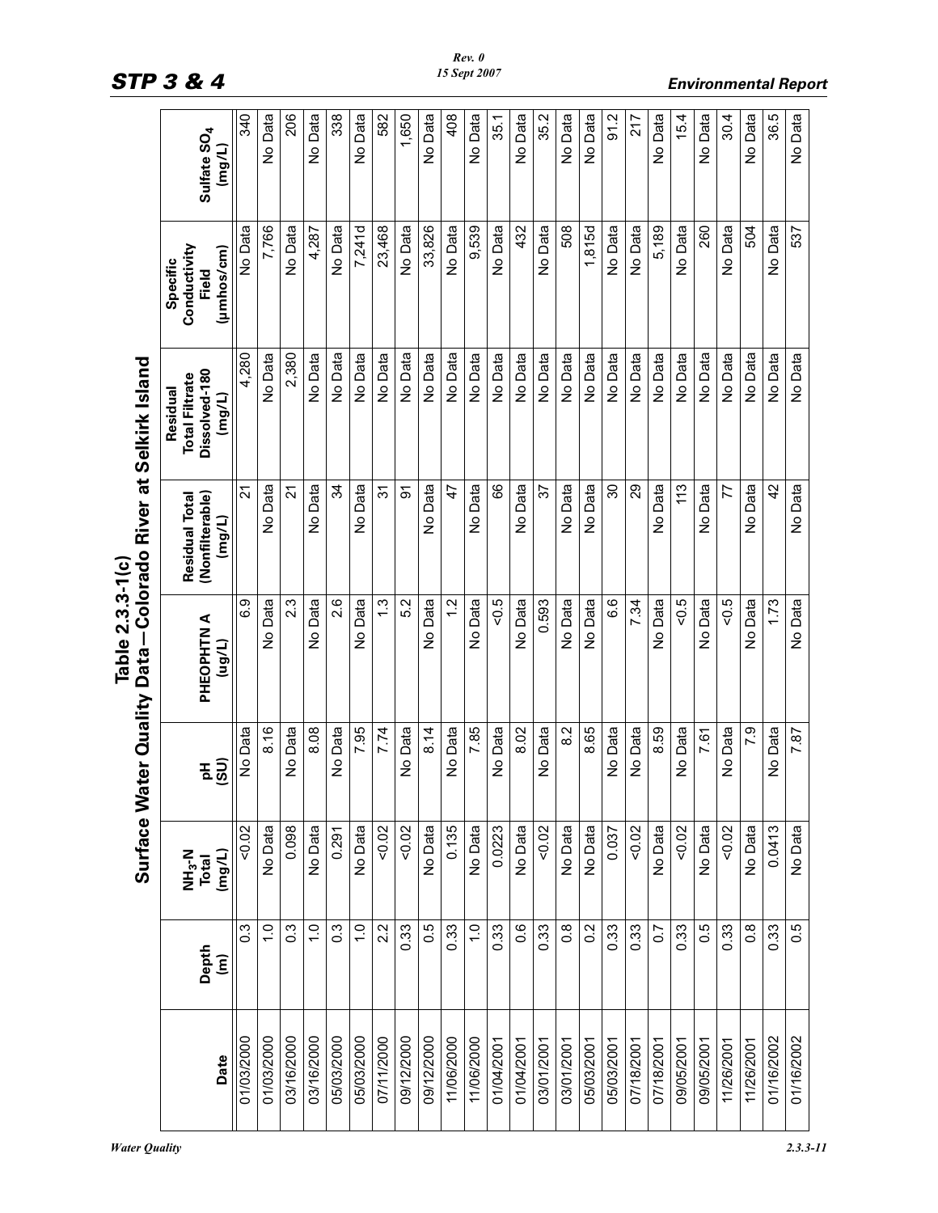## Table 2.3.3-1(c) Surface Water Quality Data—Colorado River at Selkirk Island

| Date | Depth (m) | $NH_3$-N Total (mg/L) | pH (SU) | PHEOPHTN A (ug/L) | Residual Total (Nonfilterable) (mg/L) | Residual Total Filtrate Dissolved-180 (mg/L) | Specific Conductivity Field (µmhos/cm) | Sulfate $SO_4$ (mg/L) |
|---|---|---|---|---|---|---|---|---|
| 01/03/2000 | 0.3 | <0.02 | No Data | 6.9 | 21 | 4,280 | No Data | 340 |
| 01/03/2000 | 1.0 | No Data | 8.16 | No Data | No Data | No Data | 7,766 | No Data |
| 03/16/2000 | 0.3 | 0.098 | No Data | 2.3 | 21 | 2,380 | No Data | 206 |
| 03/16/2000 | 1.0 | No Data | 8.08 | No Data | No Data | No Data | 4,287 | No Data |
| 05/03/2000 | 0.3 | 0.291 | No Data | 2.6 | 34 | No Data | No Data | 338 |
| 05/03/2000 | 1.0 | No Data | 7.95 | No Data | No Data | No Data | 7,241d | No Data |
| 07/11/2000 | 2.2 | <0.02 | 7.74 | 1.3 | 31 | No Data | 23,468 | 582 |
| 09/12/2000 | 0.33 | <0.02 | No Data | 5.2 | 91 | No Data | No Data | 1,650 |
| 09/12/2000 | 0.5 | No Data | 8.14 | No Data | No Data | No Data | 33,826 | No Data |
| 11/06/2000 | 0.33 | 0.135 | No Data | 1.2 | 47 | No Data | No Data | 408 |
| 11/06/2000 | 1.0 | No Data | 7.85 | No Data | No Data | No Data | 9,539 | No Data |
| 01/04/2001 | 0.33 | 0.0223 | No Data | <0.5 | 66 | No Data | No Data | 35.1 |
| 01/04/2001 | 0.6 | No Data | 8.02 | No Data | No Data | No Data | 432 | No Data |
| 03/01/2001 | 0.33 | <0.02 | No Data | 0.593 | 37 | No Data | No Data | 35.2 |
| 03/01/2001 | 0.8 | No Data | 8.2 | No Data | No Data | No Data | 508 | No Data |
| 05/03/2001 | 0.2 | No Data | 8.65 | No Data | No Data | No Data | 1,815d | No Data |
| 05/03/2001 | 0.33 | 0.037 | No Data | 6.6 | 30 | No Data | No Data | 91.2 |
| 07/18/2001 | 0.33 | <0.02 | No Data | 7.34 | 29 | No Data | No Data | 217 |
| 07/18/2001 | 0.7 | No Data | 8.59 | No Data | No Data | No Data | 5,189 | No Data |
| 09/05/2001 | 0.33 | <0.02 | No Data | <0.5 | 113 | No Data | No Data | 15.4 |
| 09/05/2001 | 0.5 | No Data | 7.61 | No Data | No Data | No Data | 260 | No Data |
| 11/26/2001 | 0.33 | <0.02 | No Data | <0.5 | 77 | No Data | No Data | 30.4 |
| 11/26/2001 | 0.8 | No Data | 7.9 | No Data | No Data | No Data | 504 | No Data |
| 01/16/2002 | 0.33 | 0.0413 | No Data | 1.73 | 42 | No Data | No Data | 36.5 |
| 01/16/2002 | 0.5 | No Data | 7.87 | No Data | No Data | No Data | 537 | No Data |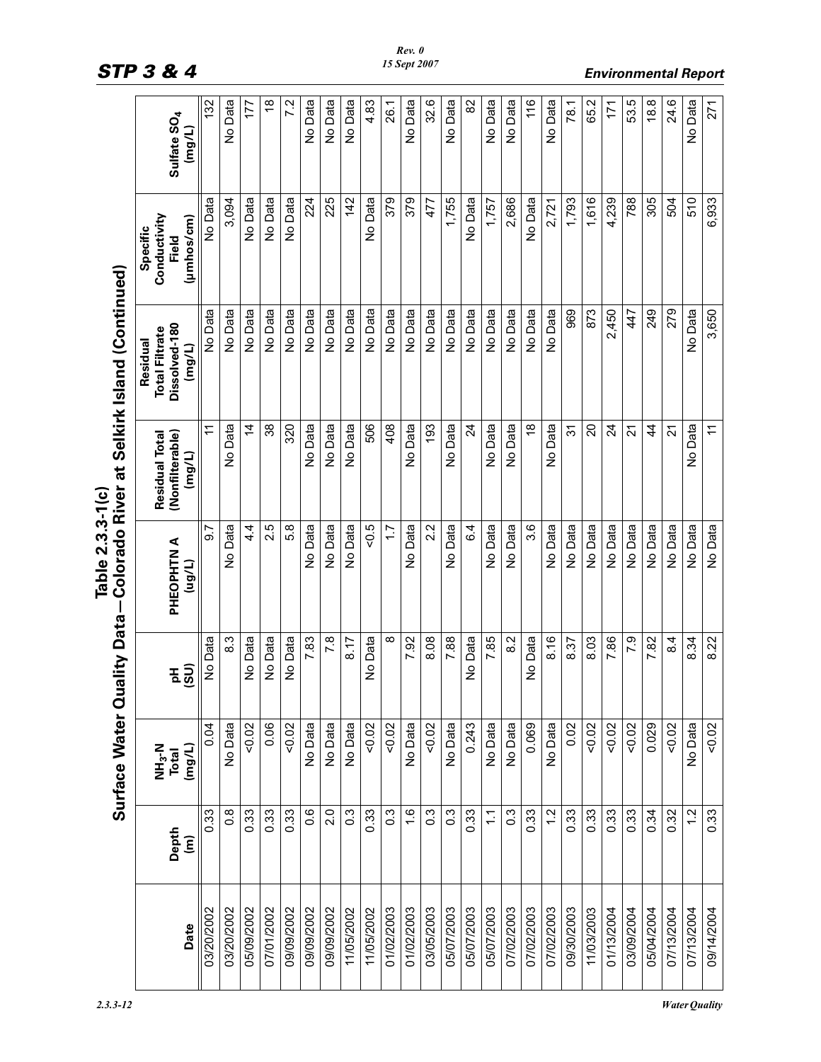## Table 2.3.3-1(c) Surface Water Quality Data—Colorado River at Selkirk Island (Continued)

| Date | Depth (m) | $NH_3$-N Total (mg/L) | pH (SU) | PHEOPHTN A (ug/L) | Residual Total (Nonfilterable) (mg/L) | Residual Total Filtrate Dissolved-180 (mg/L) | Specific Conductivity Field (µmhos/cm) | Sulfate $SO_4$ (mg/L) |
|---|---|---|---|---|---|---|---|---|
| 03/20/2002 | 0.33 | 0.04 | No Data | 9.7 | 11 | No Data | No Data | 132 |
| 03/20/2002 | 0.8 | No Data | 8.3 | No Data | No Data | No Data | 3,094 | No Data |
| 05/09/2002 | 0.33 | <0.02 | No Data | 4.4 | 14 | No Data | No Data | 177 |
| 07/01/2002 | 0.33 | 0.06 | No Data | 2.5 | 38 | No Data | No Data | 18 |
| 09/09/2002 | 0.33 | <0.02 | No Data | 5.8 | 320 | No Data | No Data | 7.2 |
| 09/09/2002 | 0.6 | No Data | 7.83 | No Data | No Data | No Data | 224 | No Data |
| 09/09/2002 | 2.0 | No Data | 7.8 | No Data | No Data | No Data | 225 | No Data |
| 11/05/2002 | 0.3 | No Data | 8.17 | No Data | No Data | No Data | 142 | No Data |
| 11/05/2002 | 0.33 | <0.02 | No Data | <0.5 | 506 | No Data | No Data | 4.83 |
| 01/02/2003 | 0.3 | <0.02 | 8 | 1.7 | 408 | No Data | 379 | 26.1 |
| 01/02/2003 | 1.6 | No Data | 7.92 | No Data | No Data | No Data | 379 | No Data |
| 03/05/2003 | 0.3 | <0.02 | 8.08 | 2.2 | 193 | No Data | 477 | 32.6 |
| 05/07/2003 | 0.3 | No Data | 7.88 | No Data | No Data | No Data | 1,755 | No Data |
| 05/07/2003 | 0.33 | 0.243 | No Data | 6.4 | 24 | No Data | No Data | 82 |
| 05/07/2003 | 1.1 | No Data | 7.85 | No Data | No Data | No Data | 1,757 | No Data |
| 07/02/2003 | 0.3 | No Data | 8.2 | No Data | No Data | No Data | 2,686 | No Data |
| 07/02/2003 | 0.33 | 0.069 | No Data | 3.6 | 18 | No Data | No Data | 116 |
| 07/02/2003 | 1.2 | No Data | 8.16 | No Data | No Data | No Data | 2,721 | No Data |
| 09/30/2003 | 0.33 | 0.02 | 8.37 | No Data | 31 | 969 | 1,793 | 78.1 |
| 11/03/2003 | 0.33 | <0.02 | 8.03 | No Data | 20 | 873 | 1,616 | 65.2 |
| 01/13/2004 | 0.33 | <0.02 | 7.86 | No Data | 24 | 2,450 | 4,239 | 171 |
| 03/09/2004 | 0.33 | <0.02 | 7.9 | No Data | 21 | 447 | 788 | 53.5 |
| 05/04/2004 | 0.34 | 0.029 | 7.82 | No Data | 44 | 249 | 305 | 18.8 |
| 07/13/2004 | 0.32 | <0.02 | 8.4 | No Data | 21 | 279 | 504 | 24.6 |
| 07/13/2004 | 1.2 | No Data | 8.34 | No Data | No Data | No Data | 510 | No Data |
| 09/14/2004 | 0.33 | <0.02 | 8.22 | No Data | 11 | 3,650 | 6,933 | 271 |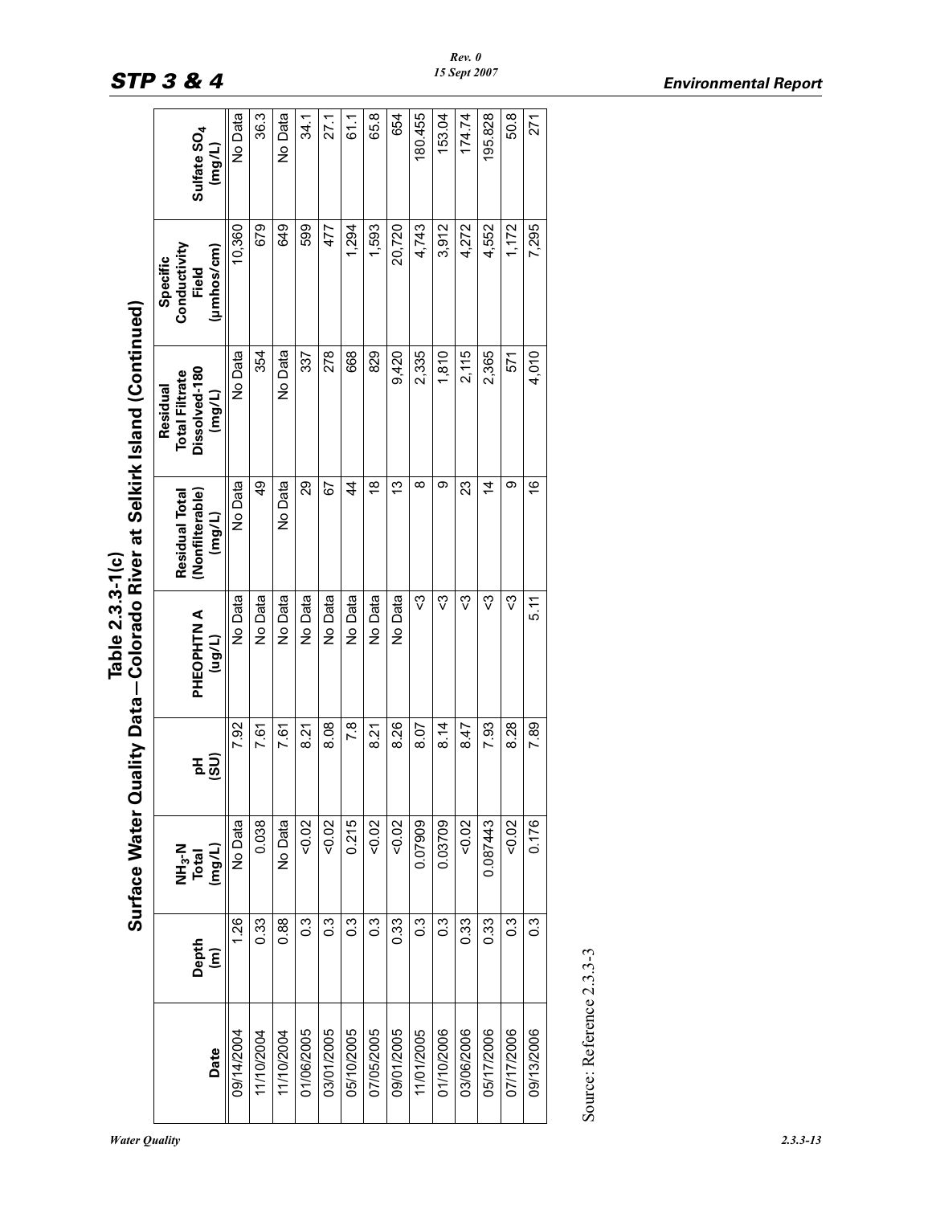# Table 2.3.3-1(c) Surface Water Quality Data—Colorado River at Selkirk Island (Continued)

| Date | Depth (m) | $NH_3$-N Total (mg/L) | pH (SU) | PHEOPHTN A (ug/L) | Residual Total (Nonfilterable) (mg/L) | Residual Total Filtrate Dissolved-180 (mg/L) | Specific Conductivity Field (µmhos/cm) | Sulfate $SO_4$ (mg/L) |
|---|---|---|---|---|---|---|---|---|
| 09/14/2004 | 1.26 | No Data | 7.92 | No Data | No Data | No Data | 10,360 | No Data |
| 11/10/2004 | 0.33 | 0.038 | 7.61 | No Data | 49 | 354 | 679 | 36.3 |
| 11/10/2004 | 0.88 | No Data | 7.61 | No Data | No Data | No Data | 649 | No Data |
| 01/06/2005 | 0.3 | <0.02 | 8.21 | No Data | 29 | 337 | 599 | 34.1 |
| 03/01/2005 | 0.3 | <0.02 | 8.08 | No Data | 67 | 278 | 477 | 27.1 |
| 05/10/2005 | 0.3 | 0.215 | 7.8 | No Data | 44 | 668 | 1,294 | 61.1 |
| 07/05/2005 | 0.3 | <0.02 | 8.21 | No Data | 18 | 829 | 1,593 | 65.8 |
| 09/01/2005 | 0.33 | <0.02 | 8.26 | No Data | 13 | 9,420 | 20,720 | 654 |
| 11/01/2005 | 0.3 | 0.07909 | 8.07 | <3 | 8 | 2,335 | 4,743 | 180.455 |
| 01/10/2006 | 0.3 | 0.03709 | 8.14 | <3 | 9 | 1,810 | 3,912 | 153.04 |
| 03/06/2006 | 0.33 | <0.02 | 8.47 | <3 | 23 | 2,115 | 4,272 | 174.74 |
| 05/17/2006 | 0.33 | 0.087443 | 7.93 | <3 | 14 | 2,365 | 4,552 | 195.828 |
| 07/17/2006 | 0.3 | <0.02 | 8.28 | <3 | 9 | 571 | 1,172 | 50.8 |
| 09/13/2006 | 0.3 | 0.176 | 7.89 | 5.11 | 16 | 4,010 | 7,295 | 271 |

Source: Reference 2.3.3-3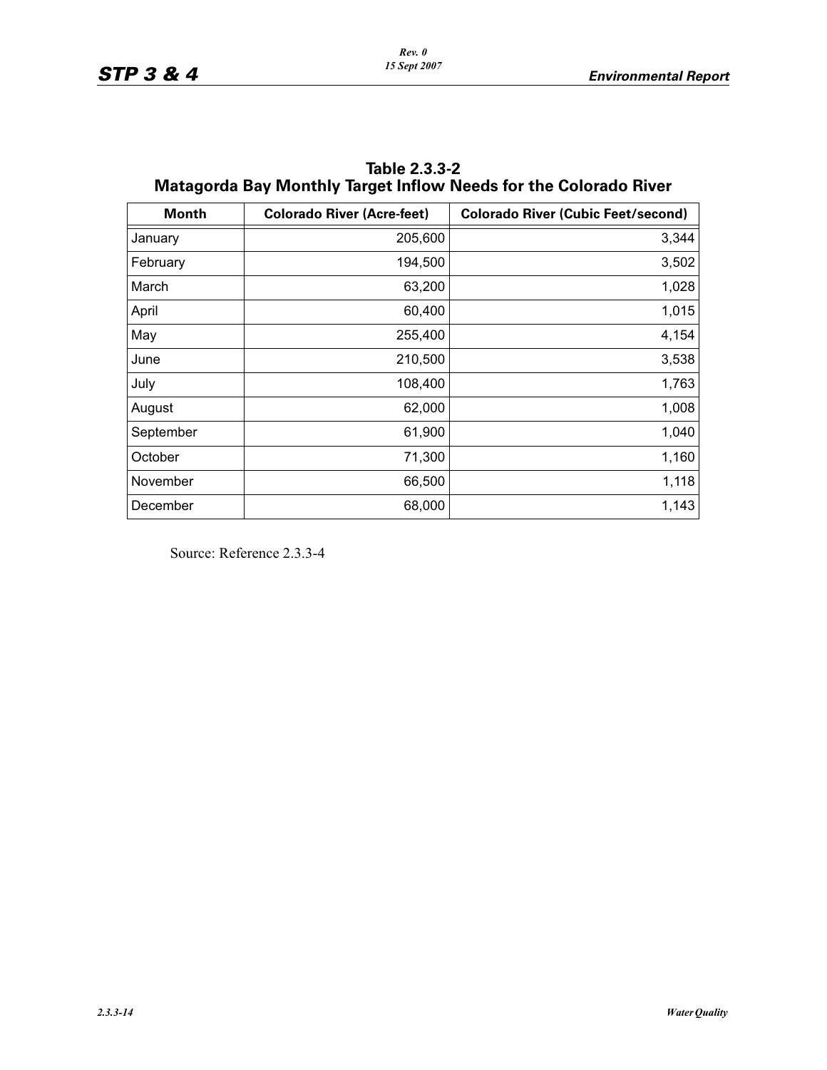**Table 2.3.3-2**
**Matagorda Bay Monthly Target Inflow Needs for the Colorado River**

| Month | Colorado River (Acre-feet) | Colorado River (Cubic Feet/second) |
|---|---|---|
| January | 205,600 | 3,344 |
| February | 194,500 | 3,502 |
| March | 63,200 | 1,028 |
| April | 60,400 | 1,015 |
| May | 255,400 | 4,154 |
| June | 210,500 | 3,538 |
| July | 108,400 | 1,763 |
| August | 62,000 | 1,008 |
| September | 61,900 | 1,040 |
| October | 71,300 | 1,160 |
| November | 66,500 | 1,118 |
| December | 68,000 | 1,143 |

Source: Reference 2.3.3-4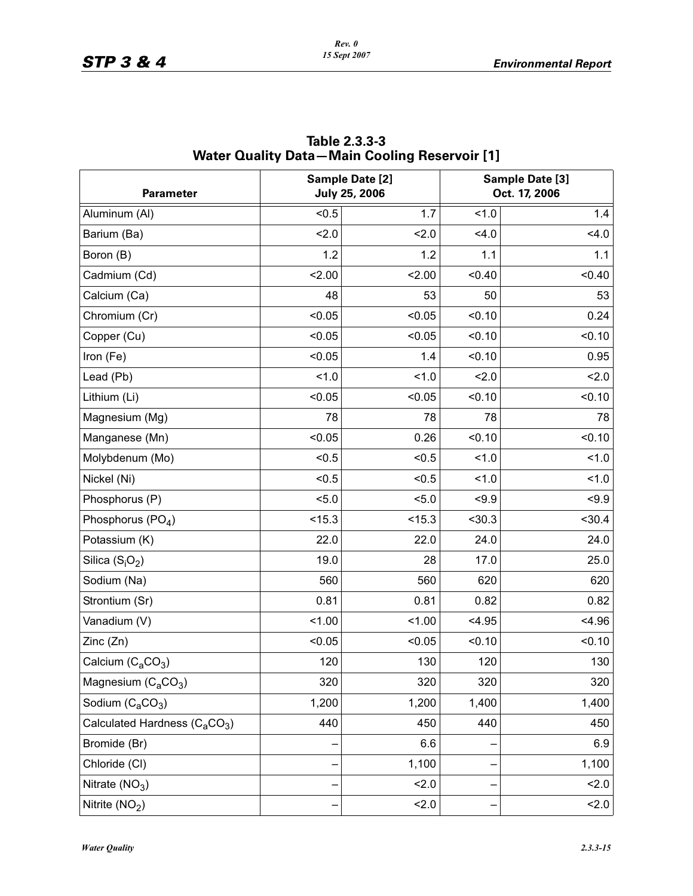**Table 2.3.3-3 Water Quality Data—Main Cooling Reservoir [1]**

| Parameter | Sample Date [2] July 25, 2006 | | Sample Date [3] Oct. 17, 2006 | |
|---|---|---|---|---|
| Aluminum (Al) | <0.5 | 1.7 | <1.0 | 1.4 |
| Barium (Ba) | <2.0 | <2.0 | <4.0 | <4.0 |
| Boron (B) | 1.2 | 1.2 | 1.1 | 1.1 |
| Cadmium (Cd) | <2.00 | <2.00 | <0.40 | <0.40 |
| Calcium (Ca) | 48 | 53 | 50 | 53 |
| Chromium (Cr) | <0.05 | <0.05 | <0.10 | 0.24 |
| Copper (Cu) | <0.05 | <0.05 | <0.10 | <0.10 |
| Iron (Fe) | <0.05 | 1.4 | <0.10 | 0.95 |
| Lead (Pb) | <1.0 | <1.0 | <2.0 | <2.0 |
| Lithium (Li) | <0.05 | <0.05 | <0.10 | <0.10 |
| Magnesium (Mg) | 78 | 78 | 78 | 78 |
| Manganese (Mn) | <0.05 | 0.26 | <0.10 | <0.10 |
| Molybdenum (Mo) | <0.5 | <0.5 | <1.0 | <1.0 |
| Nickel (Ni) | <0.5 | <0.5 | <1.0 | <1.0 |
| Phosphorus (P) | <5.0 | <5.0 | <9.9 | <9.9 |
| Phosphorus ($PO_4$) | <15.3 | <15.3 | <30.3 | <30.4 |
| Potassium (K) | 22.0 | 22.0 | 24.0 | 24.0 |
| Silica ($S_iO_2$) | 19.0 | 28 | 17.0 | 25.0 |
| Sodium (Na) | 560 | 560 | 620 | 620 |
| Strontium (Sr) | 0.81 | 0.81 | 0.82 | 0.82 |
| Vanadium (V) | <1.00 | <1.00 | <4.95 | <4.96 |
| Zinc (Zn) | <0.05 | <0.05 | <0.10 | <0.10 |
| Calcium ($C_aCO_3$) | 120 | 130 | 120 | 130 |
| Magnesium ($C_aCO_3$) | 320 | 320 | 320 | 320 |
| Sodium ($C_aCO_3$) | 1,200 | 1,200 | 1,400 | 1,400 |
| Calculated Hardness ($C_aCO_3$) | 440 | 450 | 440 | 450 |
| Bromide (Br) | – | 6.6 | – | 6.9 |
| Chloride (Cl) | – | 1,100 | – | 1,100 |
| Nitrate ($NO_3$) | – | <2.0 | – | <2.0 |
| Nitrite ($NO_2$) | – | <2.0 | – | <2.0 |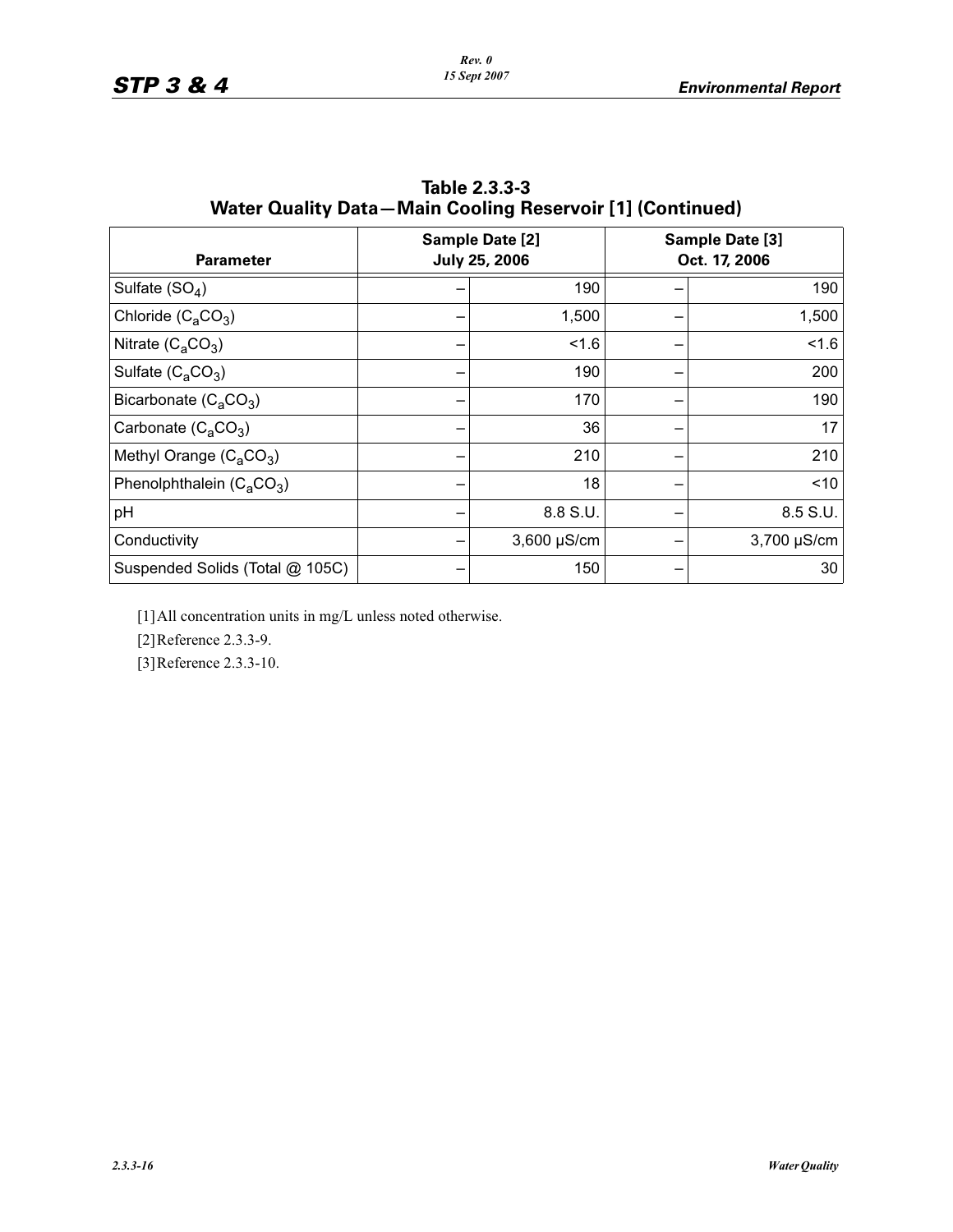**Table 2.3.3-3**
**Water Quality Data—Main Cooling Reservoir [1] (Continued)**

| Parameter | Sample Date [2] July 25, 2006 | | Sample Date [3] Oct. 17, 2006 | |
|---|---|---|---|---|
| Sulfate ($SO_4$) | – | 190 | – | 190 |
| Chloride ($C_aCO_3$) | – | 1,500 | – | 1,500 |
| Nitrate ($C_aCO_3$) | – | <1.6 | – | <1.6 |
| Sulfate ($C_aCO_3$) | – | 190 | – | 200 |
| Bicarbonate ($C_aCO_3$) | – | 170 | – | 190 |
| Carbonate ($C_aCO_3$) | – | 36 | – | 17 |
| Methyl Orange ($C_aCO_3$) | – | 210 | – | 210 |
| Phenolphthalein ($C_aCO_3$) | – | 18 | – | <10 |
| pH | – | 8.8 S.U. | – | 8.5 S.U. |
| Conductivity | – | 3,600 µS/cm | – | 3,700 µS/cm |
| Suspended Solids (Total @ 105C) | – | 150 | – | 30 |

[1] All concentration units in mg/L unless noted otherwise.

[2] Reference 2.3.3-9.

[3] Reference 2.3.3-10.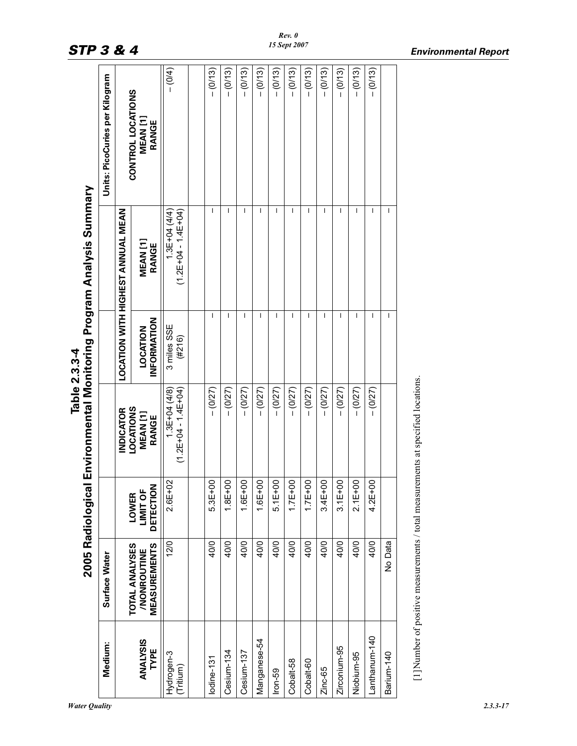## Table 2.3.3-4
## 2005 Radiological Environmental Monitoring Program Analysis Summary

| Medium: | Surface Water | | | | | Units: PicoCuries per Kilogram |
|---|---|---|---|---|---|---|
| | | | | LOCATION WITH HIGHEST ANNUAL MEAN | | |
| ANALYSIS TYPE | TOTAL ANALYSES /NONROUTINE MEASUREMENTS | LOWER LIMIT OF DETECTION | INDICATOR LOCATIONS MEAN [1] RANGE | LOCATION INFORMATION | MEAN [1] RANGE | CONTROL LOCATIONS MEAN [1] RANGE |
| Hydrogen-3 (Tritium) | 12/0 | 2.6E+02 | 1.3E+04 (4/8) (1.2E+04 - 1.4E+04) | 3 miles SSE (#216) | 1.3E+04 (4/4) (1.2E+04 - 1.4E+04) | – (0/4) |
| | | | | | | |
| Iodine-131 | 40/0 | 5.3E+00 | – (0/27) | – | – | – (0/13) |
| Cesium-134 | 40/0 | 1.8E+00 | – (0/27) | – | – | – (0/13) |
| Cesium-137 | 40/0 | 1.6E+00 | – (0/27) | – | – | – (0/13) |
| Manganese-54 | 40/0 | 1.6E+00 | – (0/27) | – | – | – (0/13) |
| Iron-59 | 40/0 | 5.1E+00 | – (0/27) | – | – | – (0/13) |
| Cobalt-58 | 40/0 | 1.7E+00 | – (0/27) | – | – | – (0/13) |
| Cobalt-60 | 40/0 | 1.7E+00 | – (0/27) | – | – | – (0/13) |
| Zinc-65 | 40/0 | 3.4E+00 | – (0/27) | – | – | – (0/13) |
| Zirconium-95 | 40/0 | 3.1E+00 | – (0/27) | – | – | – (0/13) |
| Niobium-95 | 40/0 | 2.1E+00 | – (0/27) | – | – | – (0/13) |
| Lanthanum-140 | 40/0 | 4.2E+00 | – (0/27) | – | – | – (0/13) |
| Barium-140 | No Data | | | – | – | |

[1] Number of positive measurements / total measurements at specified locations.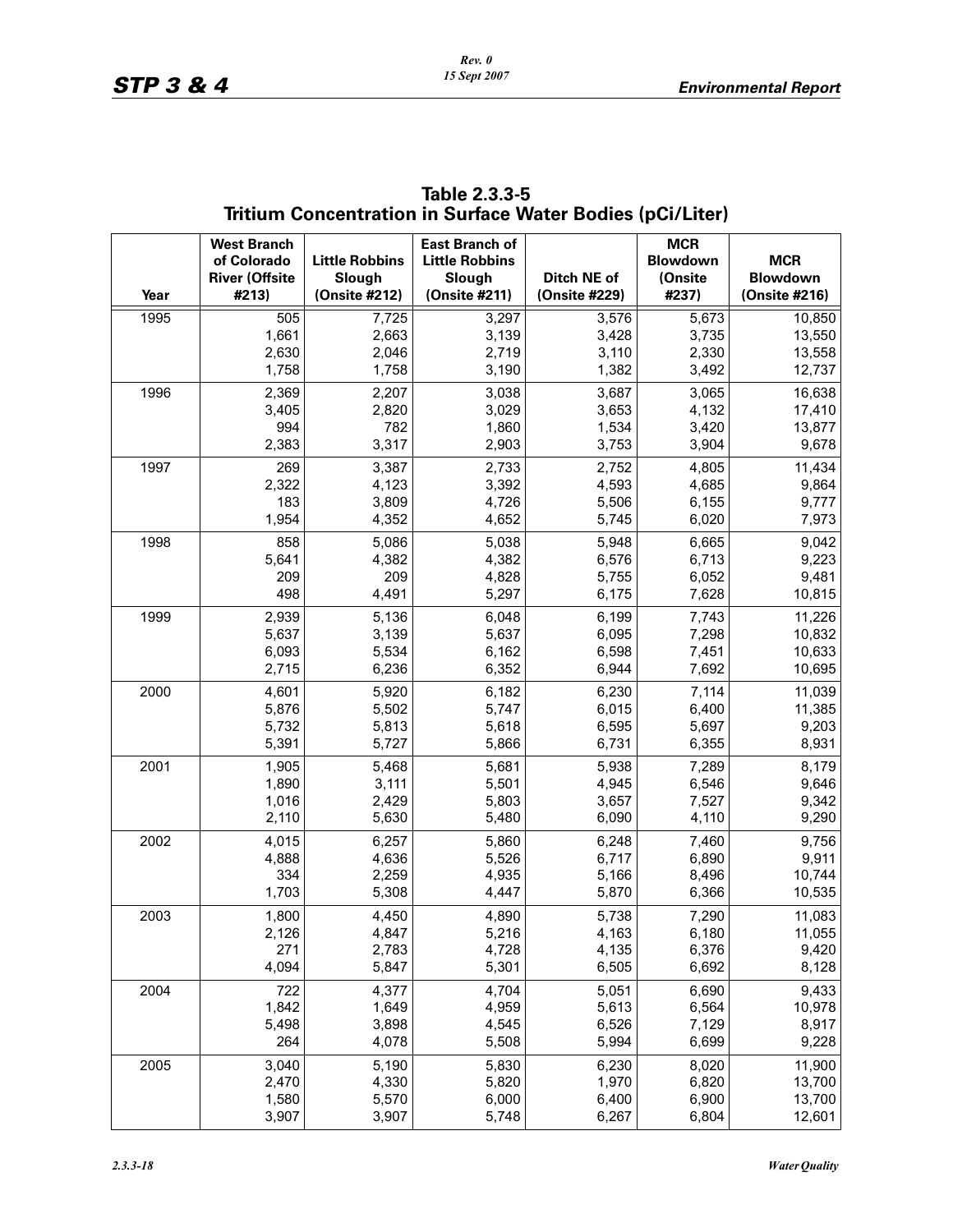**Table 2.3.3-5**
**Tritium Concentration in Surface Water Bodies (pCi/Liter)**

| Year | West Branch of Colorado River (Offsite #213) | Little Robbins Slough (Onsite #212) | East Branch of Little Robbins Slough (Onsite #211) | Ditch NE of (Onsite #229) | MCR Blowdown (Onsite #237) | MCR Blowdown (Onsite #216) |
|---|---|---|---|---|---|---|
| 1995 | 505 | 7,725 | 3,297 | 3,576 | 5,673 | 10,850 |
| | 1,661 | 2,663 | 3,139 | 3,428 | 3,735 | 13,550 |
| | 2,630 | 2,046 | 2,719 | 3,110 | 2,330 | 13,558 |
| | 1,758 | 1,758 | 3,190 | 1,382 | 3,492 | 12,737 |
| 1996 | 2,369 | 2,207 | 3,038 | 3,687 | 3,065 | 16,638 |
| | 3,405 | 2,820 | 3,029 | 3,653 | 4,132 | 17,410 |
| | 994 | 782 | 1,860 | 1,534 | 3,420 | 13,877 |
| | 2,383 | 3,317 | 2,903 | 3,753 | 3,904 | 9,678 |
| 1997 | 269 | 3,387 | 2,733 | 2,752 | 4,805 | 11,434 |
| | 2,322 | 4,123 | 3,392 | 4,593 | 4,685 | 9,864 |
| | 183 | 3,809 | 4,726 | 5,506 | 6,155 | 9,777 |
| | 1,954 | 4,352 | 4,652 | 5,745 | 6,020 | 7,973 |
| 1998 | 858 | 5,086 | 5,038 | 5,948 | 6,665 | 9,042 |
| | 5,641 | 4,382 | 4,382 | 6,576 | 6,713 | 9,223 |
| | 209 | 209 | 4,828 | 5,755 | 6,052 | 9,481 |
| | 498 | 4,491 | 5,297 | 6,175 | 7,628 | 10,815 |
| 1999 | 2,939 | 5,136 | 6,048 | 6,199 | 7,743 | 11,226 |
| | 5,637 | 3,139 | 5,637 | 6,095 | 7,298 | 10,832 |
| | 6,093 | 5,534 | 6,162 | 6,598 | 7,451 | 10,633 |
| | 2,715 | 6,236 | 6,352 | 6,944 | 7,692 | 10,695 |
| 2000 | 4,601 | 5,920 | 6,182 | 6,230 | 7,114 | 11,039 |
| | 5,876 | 5,502 | 5,747 | 6,015 | 6,400 | 11,385 |
| | 5,732 | 5,813 | 5,618 | 6,595 | 5,697 | 9,203 |
| | 5,391 | 5,727 | 5,866 | 6,731 | 6,355 | 8,931 |
| 2001 | 1,905 | 5,468 | 5,681 | 5,938 | 7,289 | 8,179 |
| | 1,890 | 3,111 | 5,501 | 4,945 | 6,546 | 9,646 |
| | 1,016 | 2,429 | 5,803 | 3,657 | 7,527 | 9,342 |
| | 2,110 | 5,630 | 5,480 | 6,090 | 4,110 | 9,290 |
| 2002 | 4,015 | 6,257 | 5,860 | 6,248 | 7,460 | 9,756 |
| | 4,888 | 4,636 | 5,526 | 6,717 | 6,890 | 9,911 |
| | 334 | 2,259 | 4,935 | 5,166 | 8,496 | 10,744 |
| | 1,703 | 5,308 | 4,447 | 5,870 | 6,366 | 10,535 |
| 2003 | 1,800 | 4,450 | 4,890 | 5,738 | 7,290 | 11,083 |
| | 2,126 | 4,847 | 5,216 | 4,163 | 6,180 | 11,055 |
| | 271 | 2,783 | 4,728 | 4,135 | 6,376 | 9,420 |
| | 4,094 | 5,847 | 5,301 | 6,505 | 6,692 | 8,128 |
| 2004 | 722 | 4,377 | 4,704 | 5,051 | 6,690 | 9,433 |
| | 1,842 | 1,649 | 4,959 | 5,613 | 6,564 | 10,978 |
| | 5,498 | 3,898 | 4,545 | 6,526 | 7,129 | 8,917 |
| | 264 | 4,078 | 5,508 | 5,994 | 6,699 | 9,228 |
| 2005 | 3,040 | 5,190 | 5,830 | 6,230 | 8,020 | 11,900 |
| | 2,470 | 4,330 | 5,820 | 1,970 | 6,820 | 13,700 |
| | 1,580 | 5,570 | 6,000 | 6,400 | 6,900 | 13,700 |
| | 3,907 | 3,907 | 5,748 | 6,267 | 6,804 | 12,601 |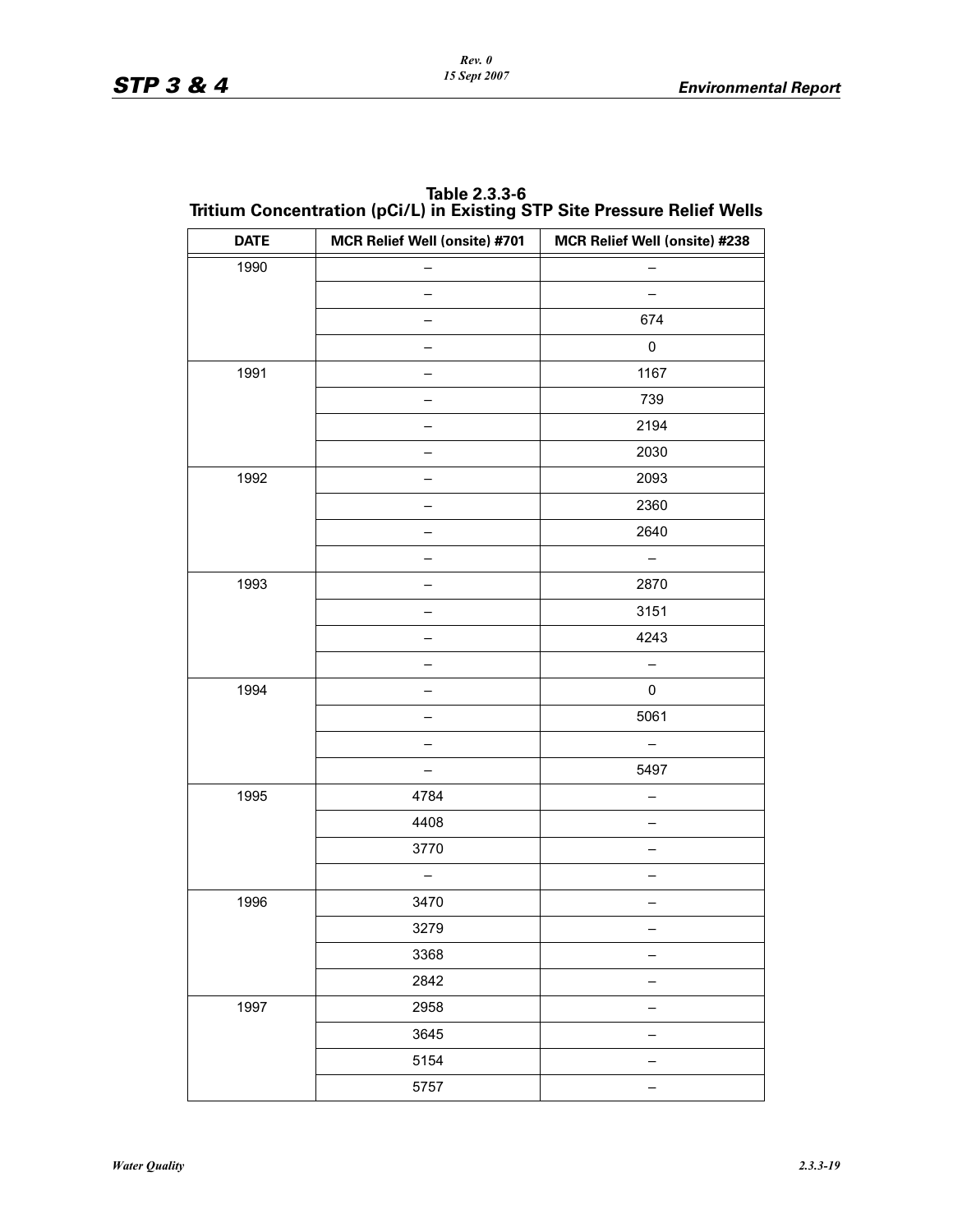**Table 2.3.3-6**
**Tritium Concentration (pCi/L) in Existing STP Site Pressure Relief Wells**

| DATE | MCR Relief Well (onsite) #701 | MCR Relief Well (onsite) #238 |
|---|---|---|
| 1990 | – | – |
| | – | – |
| | – | 674 |
| | – | 0 |
| 1991 | – | 1167 |
| | – | 739 |
| | – | 2194 |
| | – | 2030 |
| 1992 | – | 2093 |
| | – | 2360 |
| | – | 2640 |
| | – | – |
| 1993 | – | 2870 |
| | – | 3151 |
| | – | 4243 |
| | – | – |
| 1994 | – | 0 |
| | – | 5061 |
| | – | – |
| | – | 5497 |
| 1995 | 4784 | – |
| | 4408 | – |
| | 3770 | – |
| | – | – |
| 1996 | 3470 | – |
| | 3279 | – |
| | 3368 | – |
| | 2842 | – |
| 1997 | 2958 | – |
| | 3645 | – |
| | 5154 | – |
| | 5757 | – |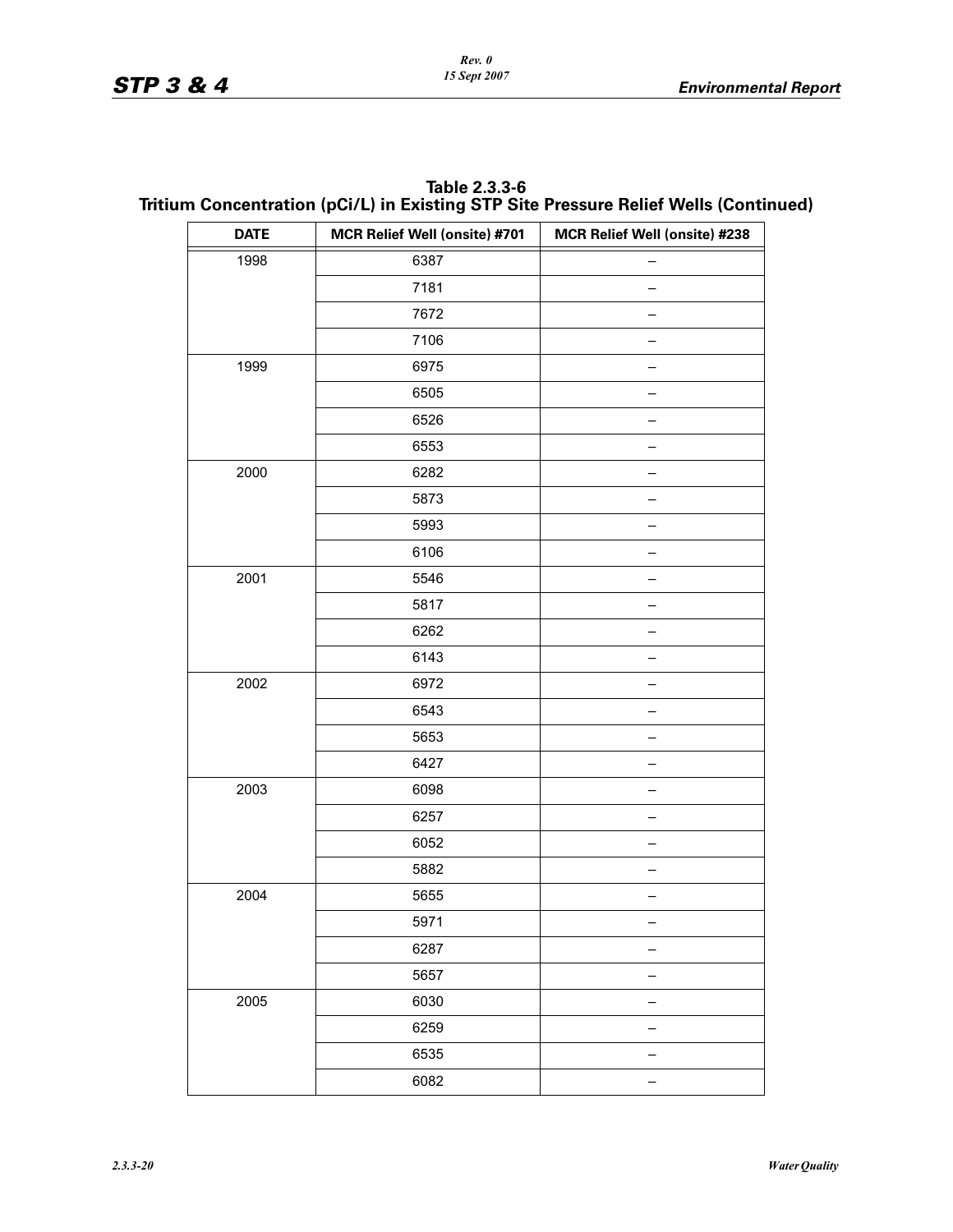**Table 2.3.3-6**
**Tritium Concentration (pCi/L) in Existing STP Site Pressure Relief Wells (Continued)**

| DATE | MCR Relief Well (onsite) #701 | MCR Relief Well (onsite) #238 |
|---|---|---|
| 1998 | 6387 | – |
| | 7181 | – |
| | 7672 | – |
| | 7106 | – |
| 1999 | 6975 | – |
| | 6505 | – |
| | 6526 | – |
| | 6553 | – |
| 2000 | 6282 | – |
| | 5873 | – |
| | 5993 | – |
| | 6106 | – |
| 2001 | 5546 | – |
| | 5817 | – |
| | 6262 | – |
| | 6143 | – |
| 2002 | 6972 | – |
| | 6543 | – |
| | 5653 | – |
| | 6427 | – |
| 2003 | 6098 | – |
| | 6257 | – |
| | 6052 | – |
| | 5882 | – |
| 2004 | 5655 | – |
| | 5971 | – |
| | 6287 | – |
| | 5657 | – |
| 2005 | 6030 | – |
| | 6259 | – |
| | 6535 | – |
| | 6082 | – |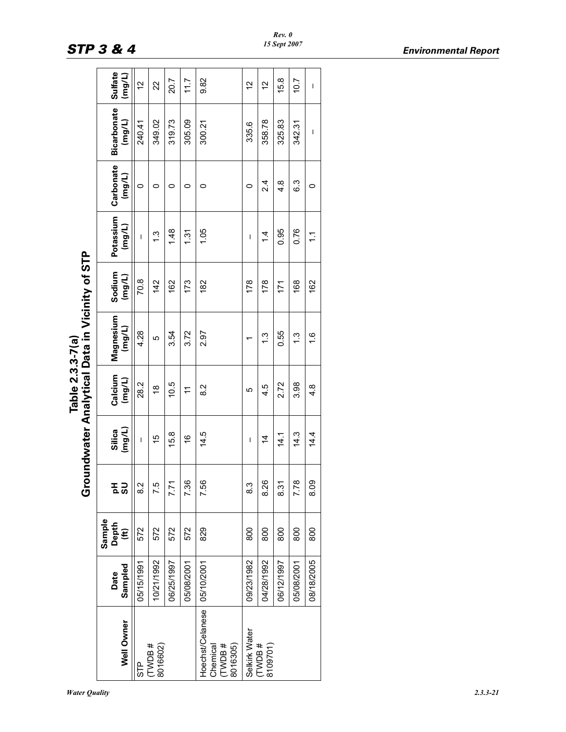# Table 2.3.3-7(a) Groundwater Analytical Data in Vicinity of STP

| Well Owner | Date Sampled | Sample Depth (ft) | pH SU | Silica (mg/L) | Calcium (mg/L) | Magnesium (mg/L) | Sodium (mg/L) | Potassium (mg/L) | Carbonate (mg/L) | Bicarbonate (mg/L) | Sulfate (mg/L) |
|---|---|---|---|---|---|---|---|---|---|---|---|
| STP (TWDB # 8016602) | 05/15/1991 | 572 | 8.2 | – | 28.2 | 4.28 | 70.8 | – | 0 | 240.41 | 12 |
| | 10/21/1992 | 572 | 7.5 | 15 | 18 | 5 | 142 | 1.3 | 0 | 349.02 | 22 |
| | 06/25/1997 | 572 | 7.71 | 15.8 | 10.5 | 3.54 | 162 | 1.48 | 0 | 319.73 | 20.7 |
| | 05/08/2001 | 572 | 7.36 | 16 | 11 | 3.72 | 173 | 1.31 | 0 | 305.09 | 11.7 |
| Hoechst/Celanese Chemical (TWDB # 8016305) | 05/10/2001 | 829 | 7.56 | 14.5 | 8.2 | 2.97 | 182 | 1.05 | 0 | 300.21 | 9.82 |
| Selkirk Water (TWDB # 8109701) | 09/23/1982 | 800 | 8.3 | – | 5 | 1 | 178 | – | 0 | 335.6 | 12 |
| | 04/28/1992 | 800 | 8.26 | 14 | 4.5 | 1.3 | 178 | 1.4 | 2.4 | 358.78 | 12 |
| | 06/12/1997 | 800 | 8.31 | 14.1 | 2.72 | 0.55 | 171 | 0.95 | 4.8 | 325.83 | 15.8 |
| | 05/08/2001 | 800 | 7.78 | 14.3 | 3.98 | 1.3 | 168 | 0.76 | 6.3 | 342.31 | 10.7 |
| | 08/18/2005 | 800 | 8.09 | 14.4 | 4.8 | 1.6 | 162 | 1.1 | 0 | – | – |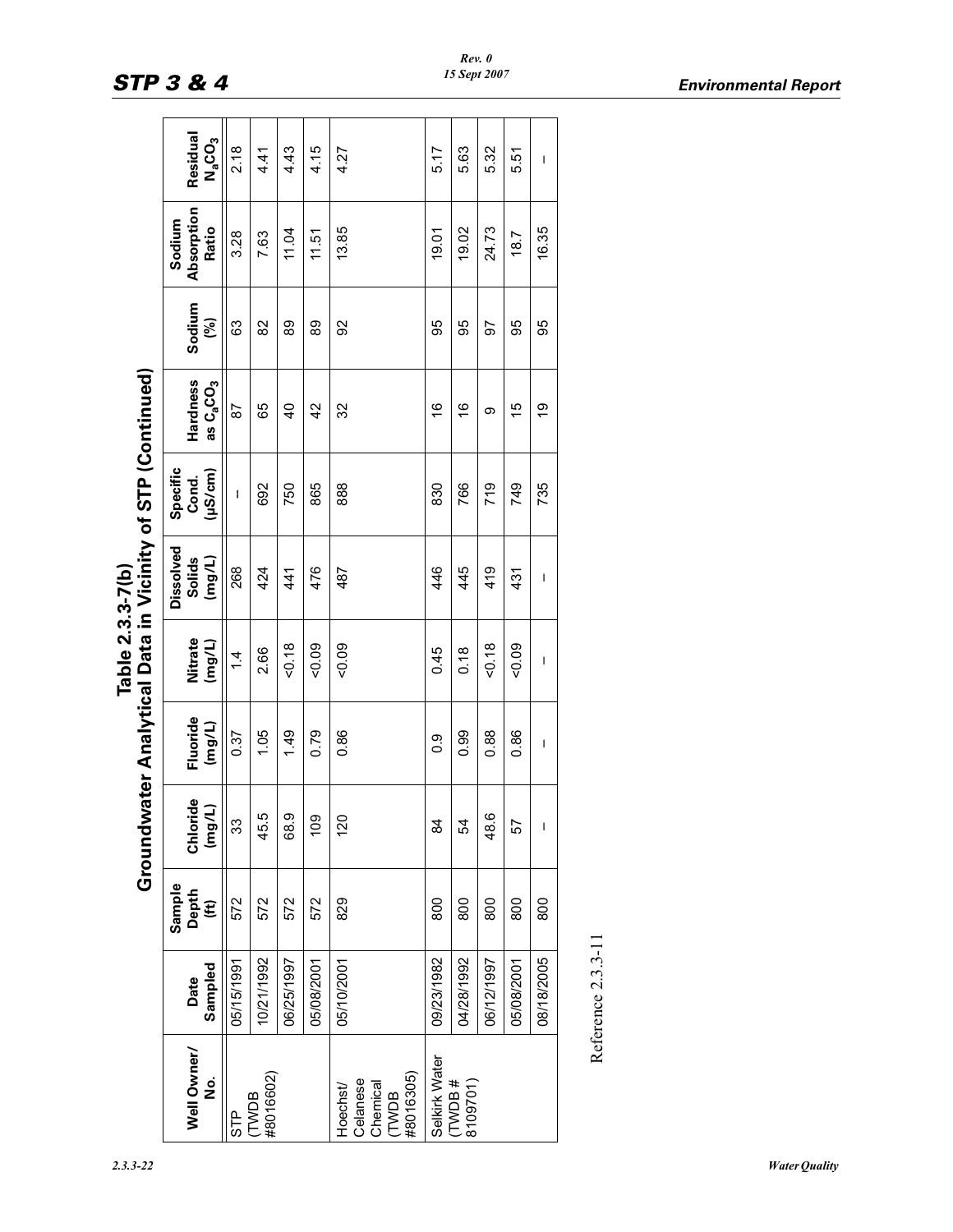# Table 2.3.3-7(b) Groundwater Analytical Data in Vicinity of STP (Continued)

| Well Owner/ No. | Date Sampled | Sample Depth (ft) | Chloride (mg/L) | Fluoride (mg/L) | Nitrate (mg/L) | Dissolved Solids (mg/L) | Specific Cond. (µS/cm) | Hardness as $C_aCO_3$ | Sodium (%) | Sodium Absorption Ratio | Residual $N_aCO_3$ |
|---|---|---|---|---|---|---|---|---|---|---|---|
| STP (TWDB #8016602) | 05/15/1991 | 572 | 33 | 0.37 | 1.4 | 268 | – | 87 | 63 | 3.28 | 2.18 |
| | 10/21/1992 | 572 | 45.5 | 1.05 | 2.66 | 424 | 692 | 65 | 82 | 7.63 | 4.41 |
| | 06/25/1997 | 572 | 68.9 | 1.49 | <0.18 | 441 | 750 | 40 | 89 | 11.04 | 4.43 |
| | 05/08/2001 | 572 | 109 | 0.79 | <0.09 | 476 | 865 | 42 | 89 | 11.51 | 4.15 |
| Hoechst/ Celanese Chemical (TWDB #8016305) | 05/10/2001 | 829 | 120 | 0.86 | <0.09 | 487 | 888 | 32 | 92 | 13.85 | 4.27 |
| Selkirk Water (TWDB # 8109701) | 09/23/1982 | 800 | 84 | 0.9 | 0.45 | 446 | 830 | 16 | 95 | 19.01 | 5.17 |
| | 04/28/1992 | 800 | 54 | 0.99 | 0.18 | 445 | 766 | 16 | 95 | 19.02 | 5.63 |
| | 06/12/1997 | 800 | 48.6 | 0.88 | <0.18 | 419 | 719 | 9 | 97 | 24.73 | 5.32 |
| | 05/08/2001 | 800 | 57 | 0.86 | <0.09 | 431 | 749 | 15 | 95 | 18.7 | 5.51 |
| | 08/18/2005 | 800 | – | – | – | – | 735 | 19 | 95 | 16.35 | – |

Reference 2.3.3-11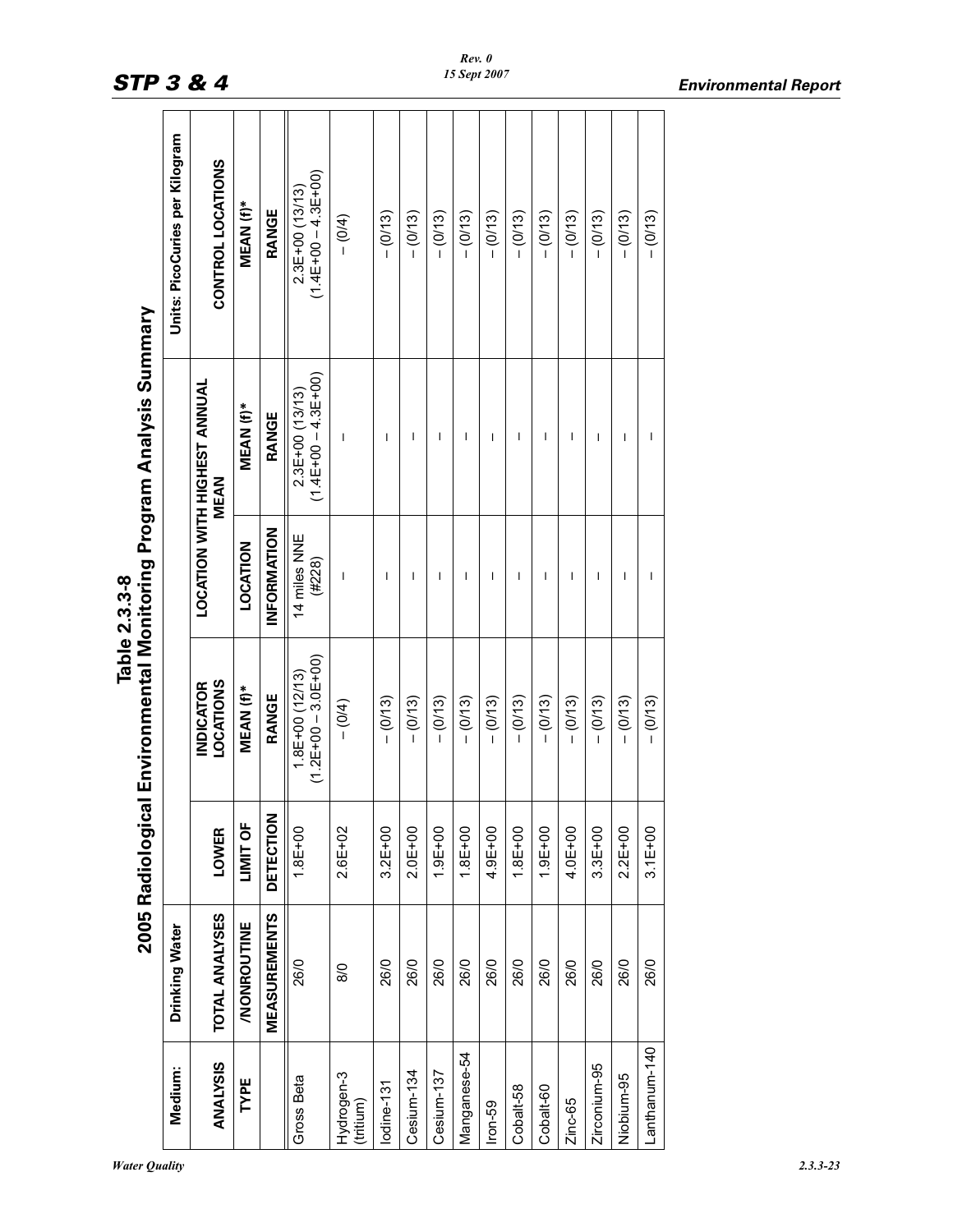# Table 2.3.3-8
## 2005 Radiological Environmental Monitoring Program Analysis Summary

| Medium: | Drinking Water | | | | | Units: PicoCuries per Kilogram |
|---|---|---|---|---|---|---|
| ANALYSIS | TOTAL ANALYSES | LOWER | INDICATOR LOCATIONS | LOCATION WITH HIGHEST ANNUAL MEAN | | CONTROL LOCATIONS |
| TYPE | /NONROUTINE | LIMIT OF | MEAN (f)* | LOCATION | MEAN (f)* | MEAN (f)* |
| | MEASUREMENTS | DETECTION | RANGE | INFORMATION | RANGE | RANGE |
| Gross Beta | 26/0 | 1.8E+00 | 1.8E+00 (12/13) (1.2E+00 – 3.0E+00) | 14 miles NNE (#228) | 2.3E+00 (13/13) (1.4E+00 – 4.3E+00) | 2.3E+00 (13/13) (1.4E+00 – 4.3E+00) |
| Hydrogen-3 (tritium) | 8/0 | 2.6E+02 | – (0/4) | – | – | – (0/4) |
| Iodine-131 | 26/0 | 3.2E+00 | – (0/13) | – | – | – (0/13) |
| Cesium-134 | 26/0 | 2.0E+00 | – (0/13) | – | – | – (0/13) |
| Cesium-137 | 26/0 | 1.9E+00 | – (0/13) | – | – | – (0/13) |
| Manganese-54 | 26/0 | 1.8E+00 | – (0/13) | – | – | – (0/13) |
| Iron-59 | 26/0 | 4.9E+00 | – (0/13) | – | – | – (0/13) |
| Cobalt-58 | 26/0 | 1.8E+00 | – (0/13) | – | – | – (0/13) |
| Cobalt-60 | 26/0 | 1.9E+00 | – (0/13) | – | – | – (0/13) |
| Zinc-65 | 26/0 | 4.0E+00 | – (0/13) | – | – | – (0/13) |
| Zirconium-95 | 26/0 | 3.3E+00 | – (0/13) | – | – | – (0/13) |
| Niobium-95 | 26/0 | 2.2E+00 | – (0/13) | – | – | – (0/13) |
| Lanthanum-140 | 26/0 | 3.1E+00 | – (0/13) | – | – | – (0/13) |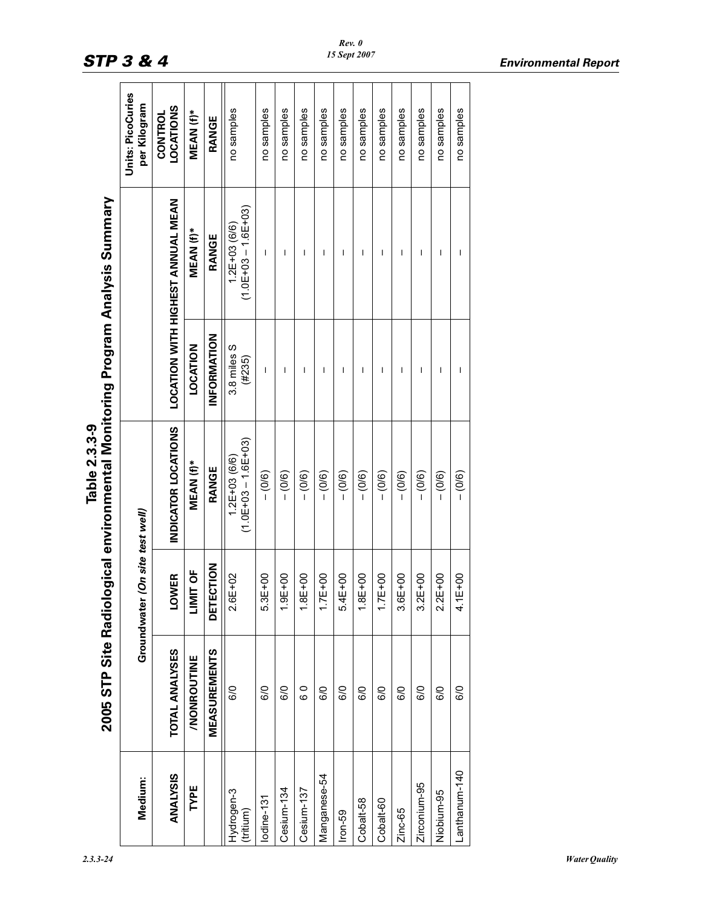# Table 2.3.3-9
## 2005 STP Site Radiological environmental Monitoring Program Analysis Summary

| Medium: | Groundwater *(On site test well)* | | | | | Units: PicoCuries per Kilogram |
|---|---|---|---|---|---|---|
| **ANALYSIS** | **TOTAL ANALYSES** | **LOWER** | **INDICATOR LOCATIONS** | **LOCATION WITH HIGHEST ANNUAL MEAN** | | **CONTROL LOCATIONS** |
| **TYPE** | **/NONROUTINE** | **LIMIT OF** | **MEAN (f)*** | **LOCATION** | **MEAN (f)*** | **MEAN (f)*** |
| | **MEASUREMENTS** | **DETECTION** | **RANGE** | **INFORMATION** | **RANGE** | **RANGE** |
| Hydrogen-3 (tritium) | 6/0 | 2.6E+02 | 1.2E+03 (6/6) (1.0E+03 – 1.6E+03) | 3.8 miles S (#235) | 1.2E+03 (6/6) (1.0E+03 – 1.6E+03) | no samples |
| Iodine-131 | 6/0 | 5.3E+00 | – (0/6) | – | – | no samples |
| Cesium-134 | 6/0 | 1.9E+00 | – (0/6) | – | – | no samples |
| Cesium-137 | 6 0 | 1.8E+00 | – (0/6) | – | – | no samples |
| Manganese-54 | 6/0 | 1.7E+00 | – (0/6) | – | – | no samples |
| Iron-59 | 6/0 | 5.4E+00 | – (0/6) | – | – | no samples |
| Cobalt-58 | 6/0 | 1.8E+00 | – (0/6) | – | – | no samples |
| Cobalt-60 | 6/0 | 1.7E+00 | – (0/6) | – | – | no samples |
| Zinc-65 | 6/0 | 3.6E+00 | – (0/6) | – | – | no samples |
| Zirconium-95 | 6/0 | 3.2E+00 | – (0/6) | – | – | no samples |
| Niobium-95 | 6/0 | 2.2E+00 | – (0/6) | – | – | no samples |
| Lanthanum-140 | 6/0 | 4.1E+00 | – (0/6) | – | – | no samples |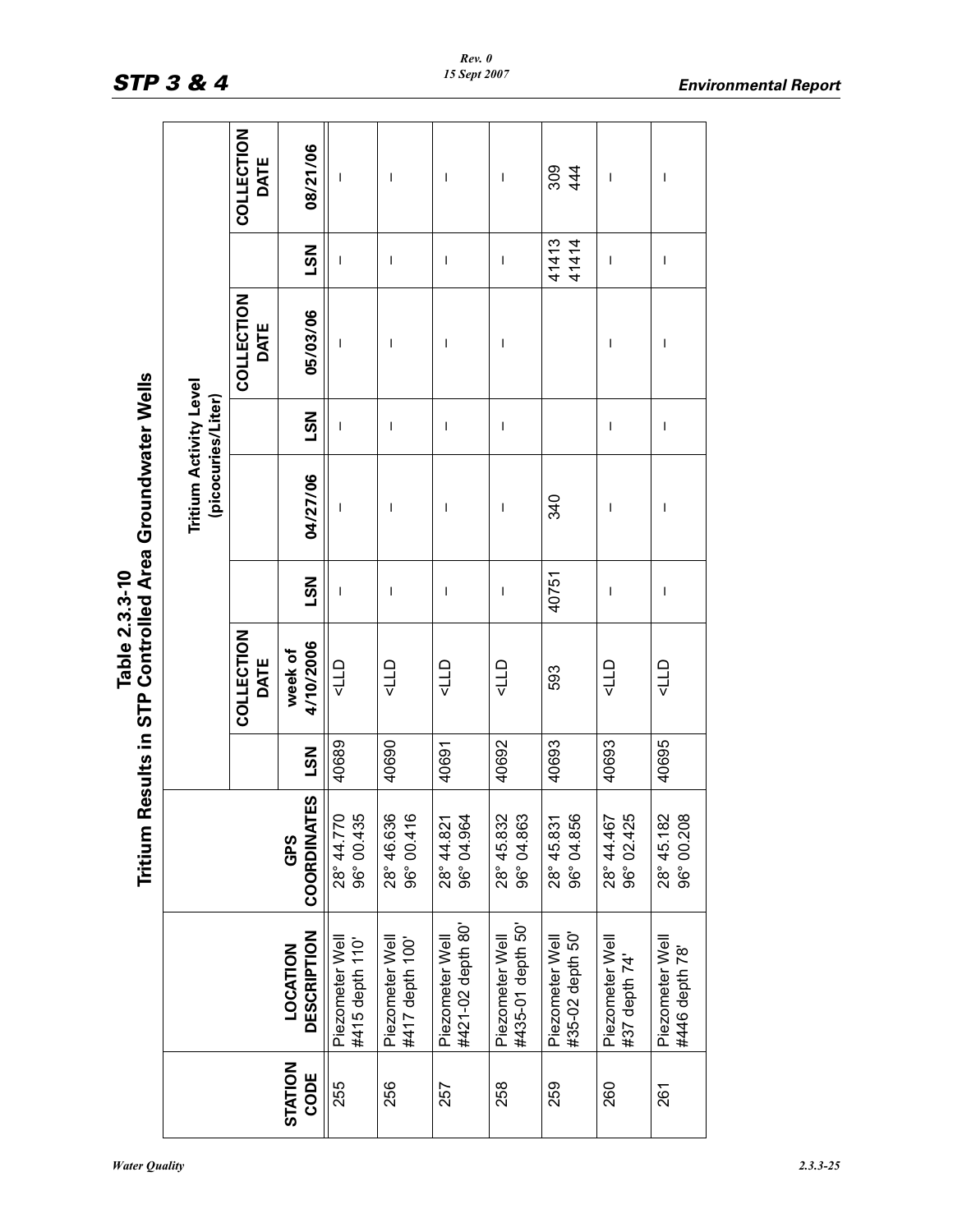# Table 2.3.3-10 Tritium Results in STP Controlled Area Groundwater Wells

| STATION CODE | LOCATION DESCRIPTION | GPS COORDINATES | Tritium Activity Level (picocuries/Liter) | | | | | | | |
|---|---|---|---|---|---|---|---|---|---|---|
| | | | LSN | COLLECTION DATE | LSN | | LSN | COLLECTION DATE | LSN | COLLECTION DATE |
| | | | | week of 4/10/2006 | | 04/27/06 | | 05/03/06 | | 08/21/06 |
| 255 | Piezometer Well #415 depth 110' | 28° 44.770 96° 00.435 | 40689 | <LLD | – | – | – | – | – | – |
| 256 | Piezometer Well #417 depth 100' | 28° 46.636 96° 00.416 | 40690 | <LLD | – | – | – | – | – | – |
| 257 | Piezometer Well #421-02 depth 80' | 28° 44.821 96° 04.964 | 40691 | <LLD | – | – | – | – | – | – |
| 258 | Piezometer Well #435-01 depth 50' | 28° 45.832 96° 04.863 | 40692 | <LLD | – | – | – | – | – | – |
| 259 | Piezometer Well #35-02 depth 50' | 28° 45.831 96° 04.856 | 40693 | 593 | 40751 | 340 | | | 41413 41414 | 309 444 |
| 260 | Piezometer Well #37 depth 74' | 28° 44.467 96° 02.425 | 40693 | <LLD | – | – | – | – | – | – |
| 261 | Piezometer Well #446 depth 78' | 28° 45.182 96° 00.208 | 40695 | <LLD | – | – | – | – | – | – |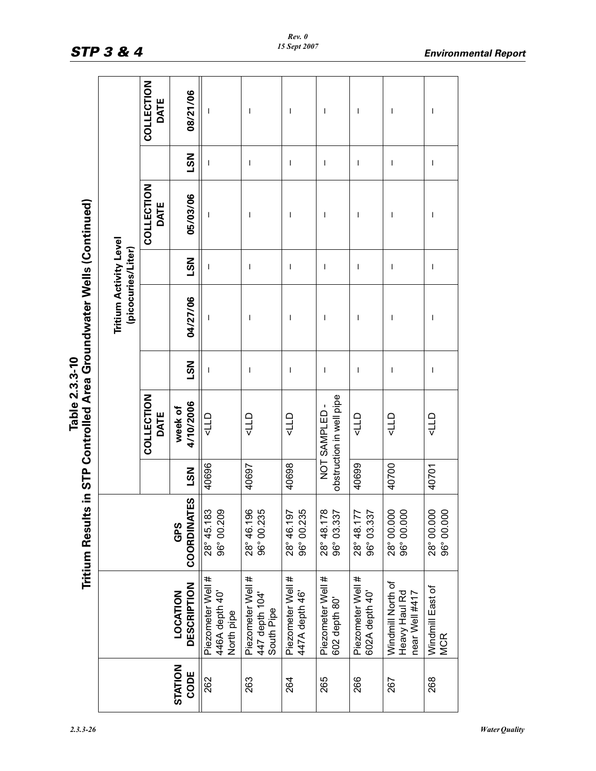## Table 2.3.3-10 Tritium Results in STP Controlled Area Groundwater Wells (Continued)

| STATION CODE | LOCATION DESCRIPTION | GPS COORDINATES | Tritium Activity Level (picocuries/Liter) | | | | | | | |
|---|---|---|---|---|---|---|---|---|---|---|
| | | | LSN | COLLECTION DATE | LSN | | LSN | COLLECTION DATE | LSN | COLLECTION DATE |
| | | | | week of 4/10/2006 | | 04/27/06 | | 05/03/06 | | 08/21/06 |
| 262 | Piezometer Well # 446A depth 40' North pipe | 28° 45.183 96° 00.209 | 40696 | <LLD | – | – | – | – | – | – |
| 263 | Piezometer Well # 447 depth 104' South Pipe | 28° 46.196 96° 00.235 | 40697 | <LLD | – | – | – | – | – | – |
| 264 | Piezometer Well # 447A depth 46' | 28° 46.197 96° 00.235 | 40698 | <LLD | – | – | – | – | – | – |
| 265 | Piezometer Well # 602 depth 80' | 28° 48.178 96° 03.337 | NOT SAMPLED - obstruction in well pipe | | – | – | – | – | – | – |
| 266 | Piezometer Well # 602A depth 40' | 28° 48.177 96° 03.337 | 40699 | <LLD | – | – | – | – | – | – |
| 267 | Windmill North of Heavy Haul Rd near Well #417 | 28° 00.000 96° 00.000 | 40700 | <LLD | – | – | – | – | – | – |
| 268 | Windmill East of MCR | 28° 00.000 96° 00.000 | 40701 | <LLD | – | – | – | – | – | – |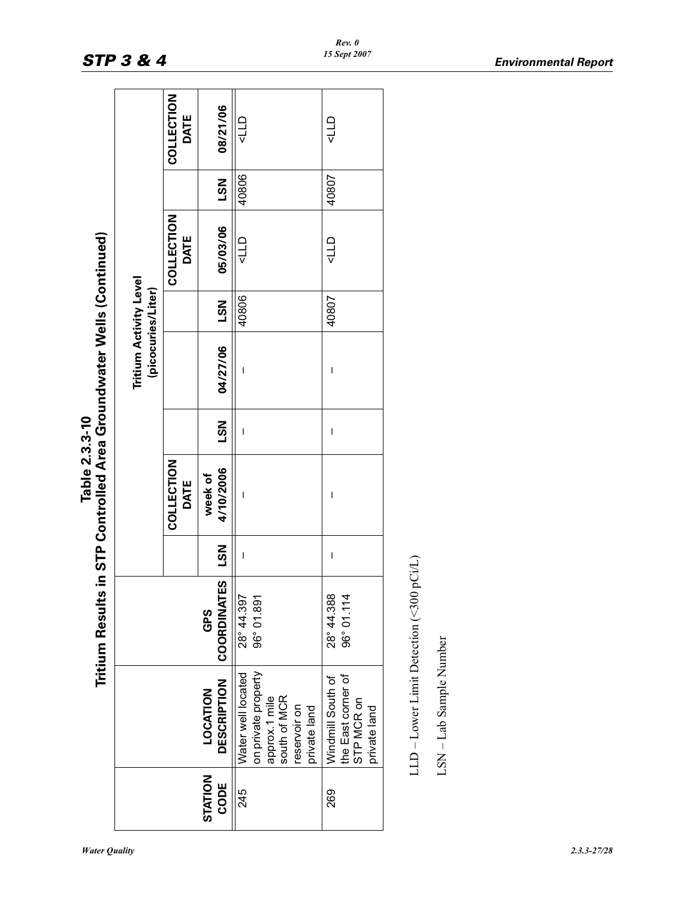## Table 2.3.3-10
## Tritium Results in STP Controlled Area Groundwater Wells (Continued)

| STATION CODE | LOCATION DESCRIPTION | GPS COORDINATES | Tritium Activity Level (picocuries/Liter) | | | | | | | |
|---|---|---|---|---|---|---|---|---|---|---|
| | | | LSN | COLLECTION DATE | LSN | | LSN | COLLECTION DATE | LSN | COLLECTION DATE |
| | | | | week of 4/10/2006 | | 04/27/06 | | 05/03/06 | | 08/21/06 |
| 245 | Water well located on private property approx.1 mile south of MCR reservoir on private land | 28° 44.397 96° 01.891 | – | – | – | – | 40806 | <LLD | 40806 | <LLD |
| 269 | Windmill South of the East corner of STP MCR on private land | 28° 44.388 96° 01.114 | – | – | – | – | 40807 | <LLD | 40807 | <LLD |

LLD – Lower Limit Detection (<300 pCi/L)

LSN – Lab Sample Number